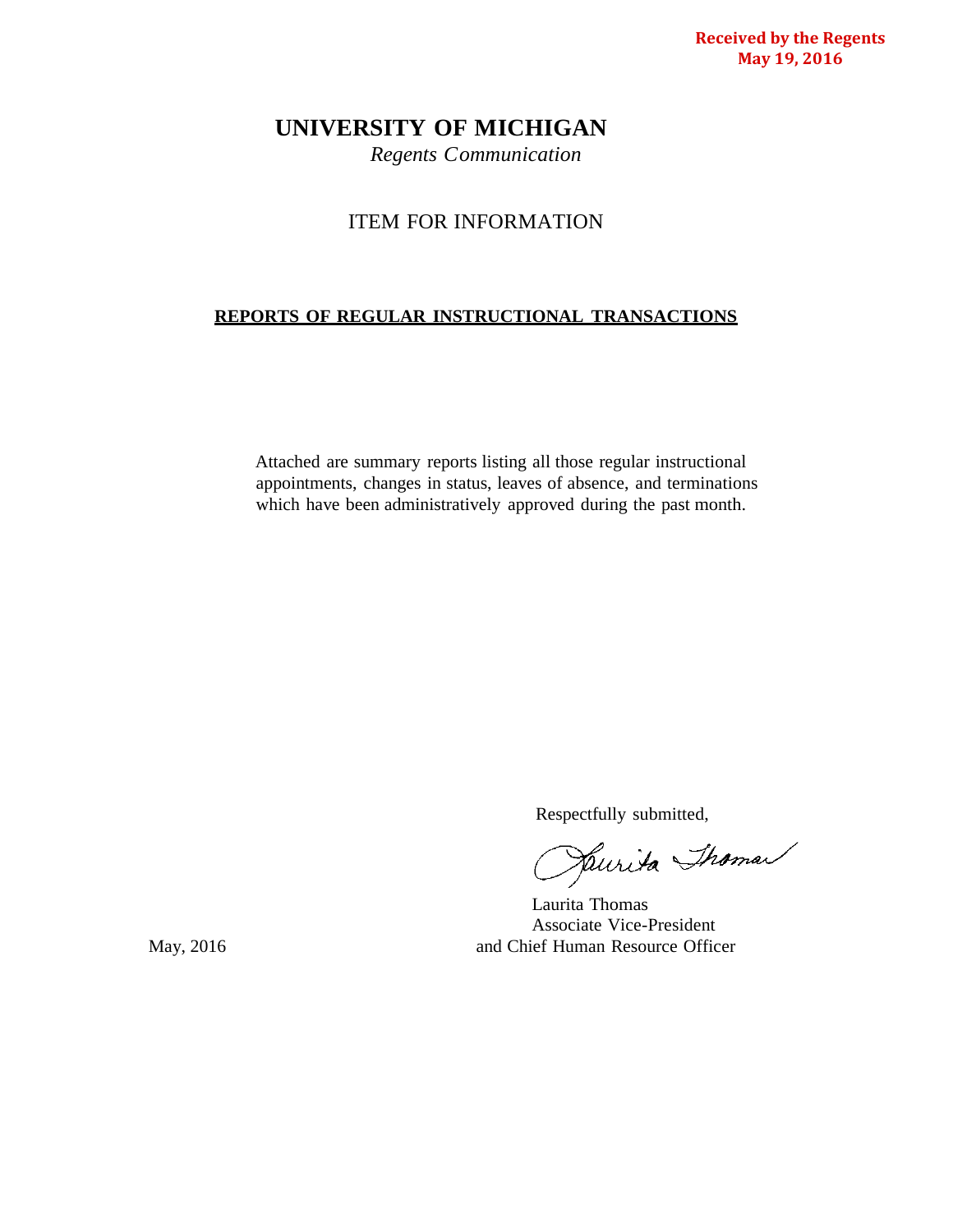**Received by the Regents**
**May 19, 2016**

# UNIVERSITY OF MICHIGAN

*Regents Communication*

ITEM FOR INFORMATION

**REPORTS OF REGULAR INSTRUCTIONAL TRANSACTIONS**

Attached are summary reports listing all those regular instructional appointments, changes in status, leaves of absence, and terminations which have been administratively approved during the past month.

Respectfully submitted,

Laurita Thomas
Associate Vice-President
and Chief Human Resource Officer

May, 2016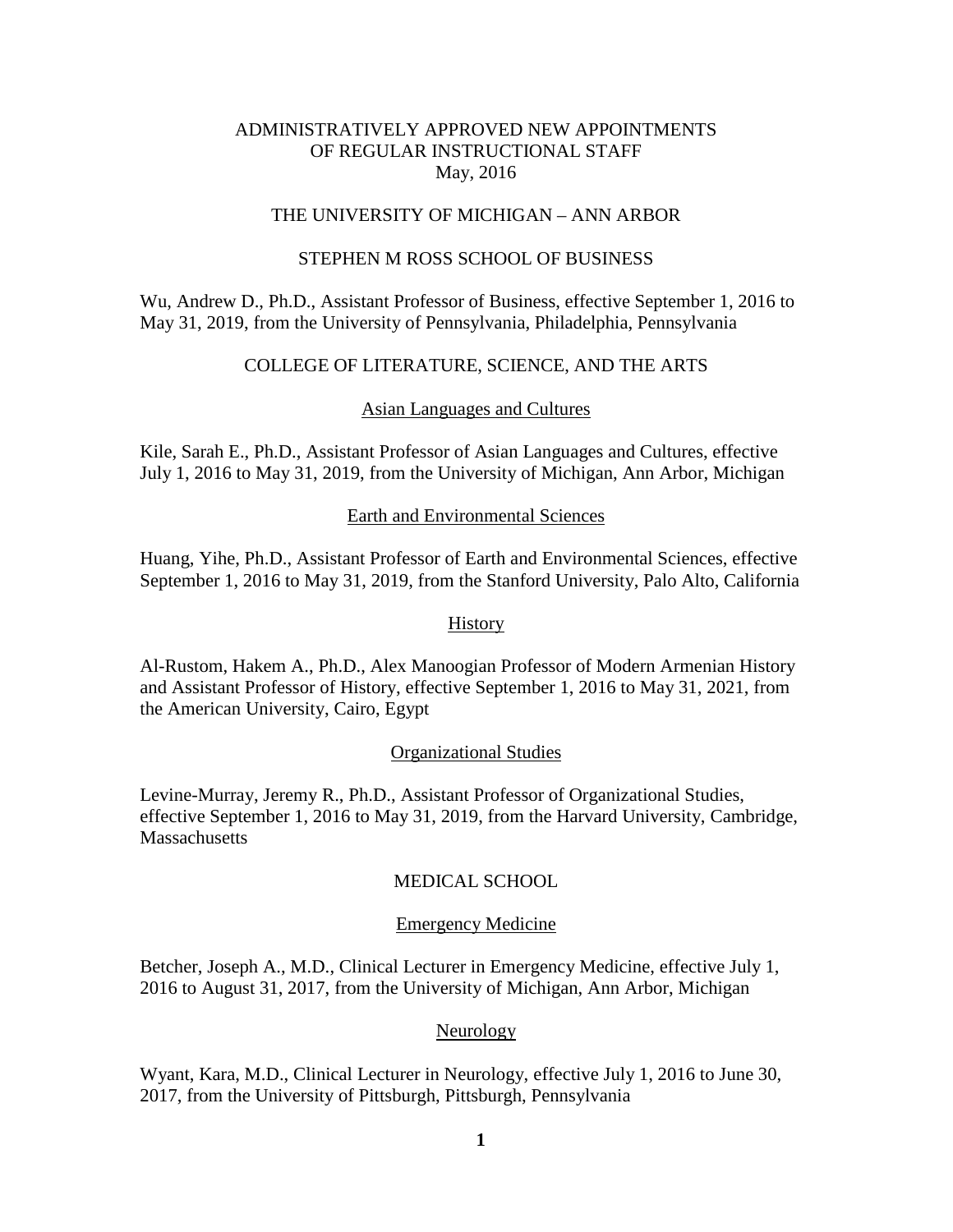# ADMINISTRATIVELY APPROVED NEW APPOINTMENTS OF REGULAR INSTRUCTIONAL STAFF
May, 2016

## THE UNIVERSITY OF MICHIGAN – ANN ARBOR

### STEPHEN M ROSS SCHOOL OF BUSINESS

Wu, Andrew D., Ph.D., Assistant Professor of Business, effective September 1, 2016 to May 31, 2019, from the University of Pennsylvania, Philadelphia, Pennsylvania

### COLLEGE OF LITERATURE, SCIENCE, AND THE ARTS

#### Asian Languages and Cultures

Kile, Sarah E., Ph.D., Assistant Professor of Asian Languages and Cultures, effective July 1, 2016 to May 31, 2019, from the University of Michigan, Ann Arbor, Michigan

#### Earth and Environmental Sciences

Huang, Yihe, Ph.D., Assistant Professor of Earth and Environmental Sciences, effective September 1, 2016 to May 31, 2019, from the Stanford University, Palo Alto, California

#### History

Al-Rustom, Hakem A., Ph.D., Alex Manoogian Professor of Modern Armenian History and Assistant Professor of History, effective September 1, 2016 to May 31, 2021, from the American University, Cairo, Egypt

#### Organizational Studies

Levine-Murray, Jeremy R., Ph.D., Assistant Professor of Organizational Studies, effective September 1, 2016 to May 31, 2019, from the Harvard University, Cambridge, Massachusetts

### MEDICAL SCHOOL

#### Emergency Medicine

Betcher, Joseph A., M.D., Clinical Lecturer in Emergency Medicine, effective July 1, 2016 to August 31, 2017, from the University of Michigan, Ann Arbor, Michigan

#### Neurology

Wyant, Kara, M.D., Clinical Lecturer in Neurology, effective July 1, 2016 to June 30, 2017, from the University of Pittsburgh, Pittsburgh, Pennsylvania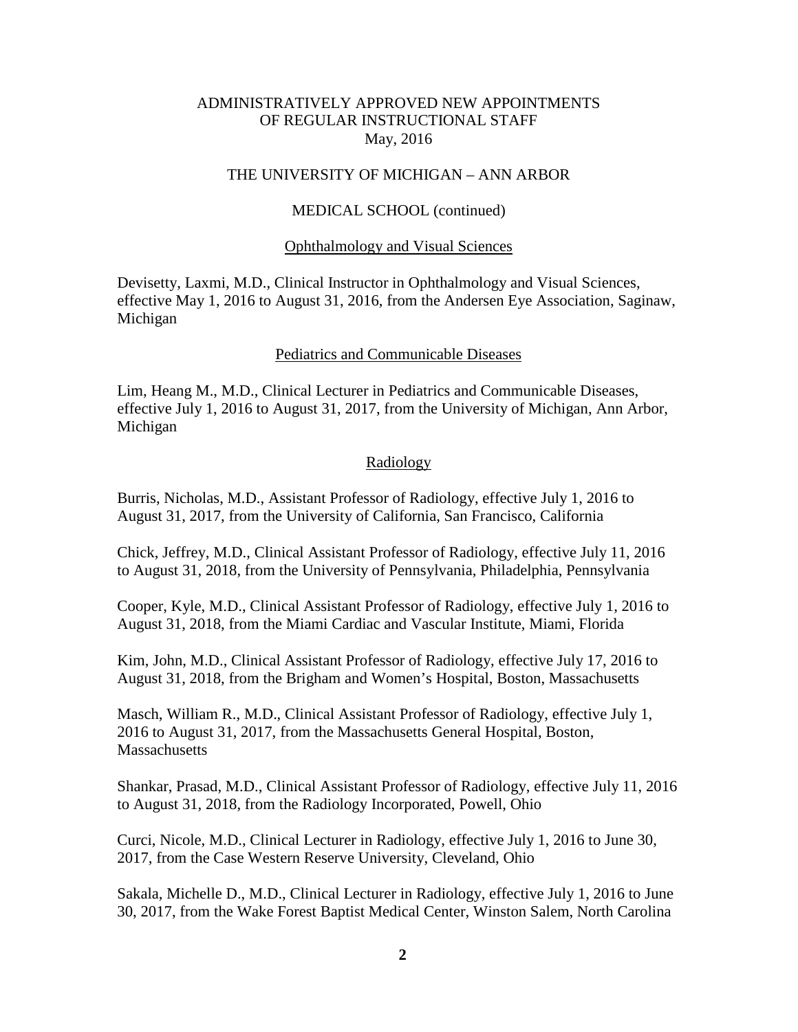ADMINISTRATIVELY APPROVED NEW APPOINTMENTS
OF REGULAR INSTRUCTIONAL STAFF
May, 2016

THE UNIVERSITY OF MICHIGAN – ANN ARBOR

MEDICAL SCHOOL (continued)

Ophthalmology and Visual Sciences

Devisetty, Laxmi, M.D., Clinical Instructor in Ophthalmology and Visual Sciences, effective May 1, 2016 to August 31, 2016, from the Andersen Eye Association, Saginaw, Michigan

Pediatrics and Communicable Diseases

Lim, Heang M., M.D., Clinical Lecturer in Pediatrics and Communicable Diseases, effective July 1, 2016 to August 31, 2017, from the University of Michigan, Ann Arbor, Michigan

Radiology

Burris, Nicholas, M.D., Assistant Professor of Radiology, effective July 1, 2016 to August 31, 2017, from the University of California, San Francisco, California

Chick, Jeffrey, M.D., Clinical Assistant Professor of Radiology, effective July 11, 2016 to August 31, 2018, from the University of Pennsylvania, Philadelphia, Pennsylvania

Cooper, Kyle, M.D., Clinical Assistant Professor of Radiology, effective July 1, 2016 to August 31, 2018, from the Miami Cardiac and Vascular Institute, Miami, Florida

Kim, John, M.D., Clinical Assistant Professor of Radiology, effective July 17, 2016 to August 31, 2018, from the Brigham and Women's Hospital, Boston, Massachusetts

Masch, William R., M.D., Clinical Assistant Professor of Radiology, effective July 1, 2016 to August 31, 2017, from the Massachusetts General Hospital, Boston, Massachusetts

Shankar, Prasad, M.D., Clinical Assistant Professor of Radiology, effective July 11, 2016 to August 31, 2018, from the Radiology Incorporated, Powell, Ohio

Curci, Nicole, M.D., Clinical Lecturer in Radiology, effective July 1, 2016 to June 30, 2017, from the Case Western Reserve University, Cleveland, Ohio

Sakala, Michelle D., M.D., Clinical Lecturer in Radiology, effective July 1, 2016 to June 30, 2017, from the Wake Forest Baptist Medical Center, Winston Salem, North Carolina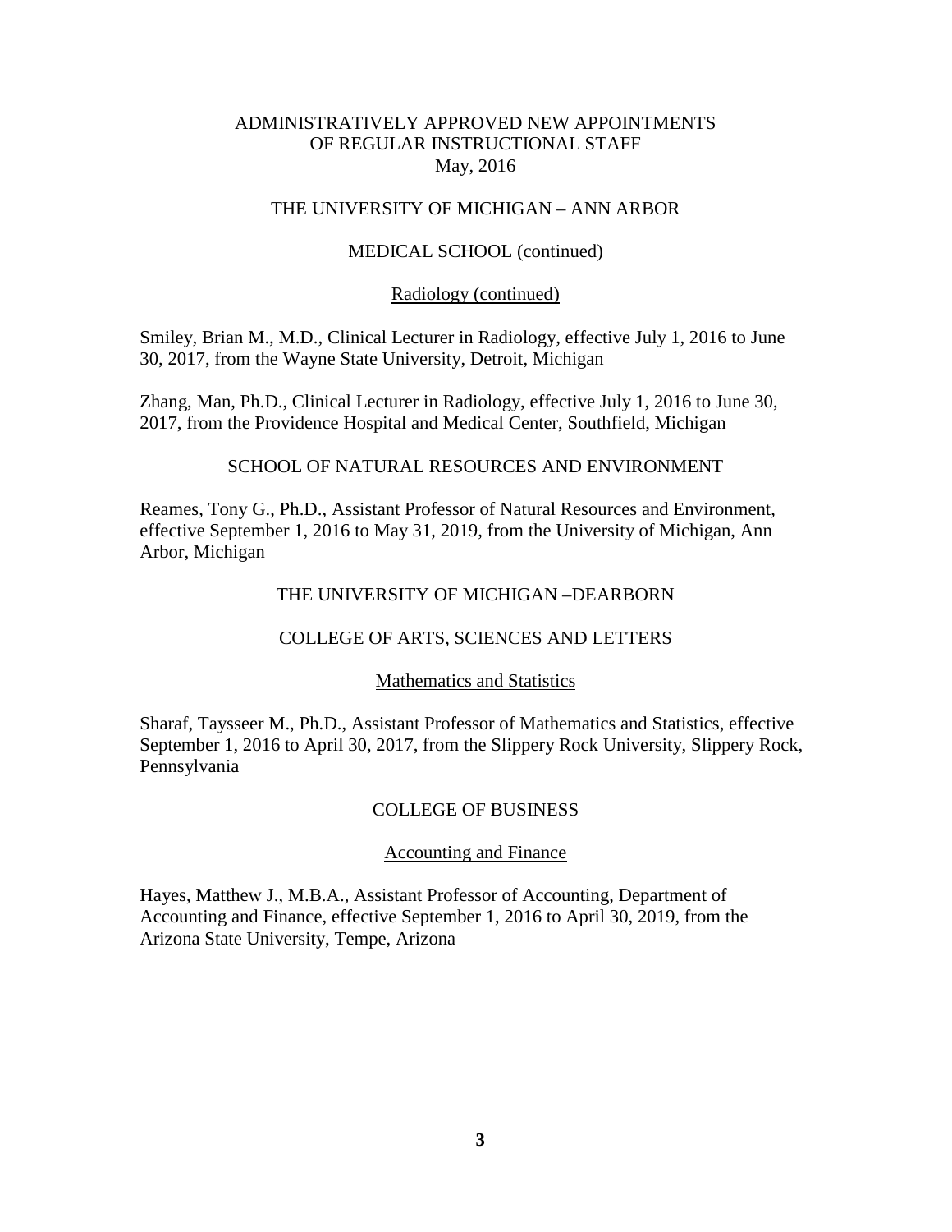ADMINISTRATIVELY APPROVED NEW APPOINTMENTS
OF REGULAR INSTRUCTIONAL STAFF
May, 2016

## THE UNIVERSITY OF MICHIGAN – ANN ARBOR

### MEDICAL SCHOOL (continued)

#### Radiology (continued)

Smiley, Brian M., M.D., Clinical Lecturer in Radiology, effective July 1, 2016 to June 30, 2017, from the Wayne State University, Detroit, Michigan

Zhang, Man, Ph.D., Clinical Lecturer in Radiology, effective July 1, 2016 to June 30, 2017, from the Providence Hospital and Medical Center, Southfield, Michigan

### SCHOOL OF NATURAL RESOURCES AND ENVIRONMENT

Reames, Tony G., Ph.D., Assistant Professor of Natural Resources and Environment, effective September 1, 2016 to May 31, 2019, from the University of Michigan, Ann Arbor, Michigan

## THE UNIVERSITY OF MICHIGAN –DEARBORN

### COLLEGE OF ARTS, SCIENCES AND LETTERS

#### Mathematics and Statistics

Sharaf, Taysseer M., Ph.D., Assistant Professor of Mathematics and Statistics, effective September 1, 2016 to April 30, 2017, from the Slippery Rock University, Slippery Rock, Pennsylvania

### COLLEGE OF BUSINESS

#### Accounting and Finance

Hayes, Matthew J., M.B.A., Assistant Professor of Accounting, Department of Accounting and Finance, effective September 1, 2016 to April 30, 2019, from the Arizona State University, Tempe, Arizona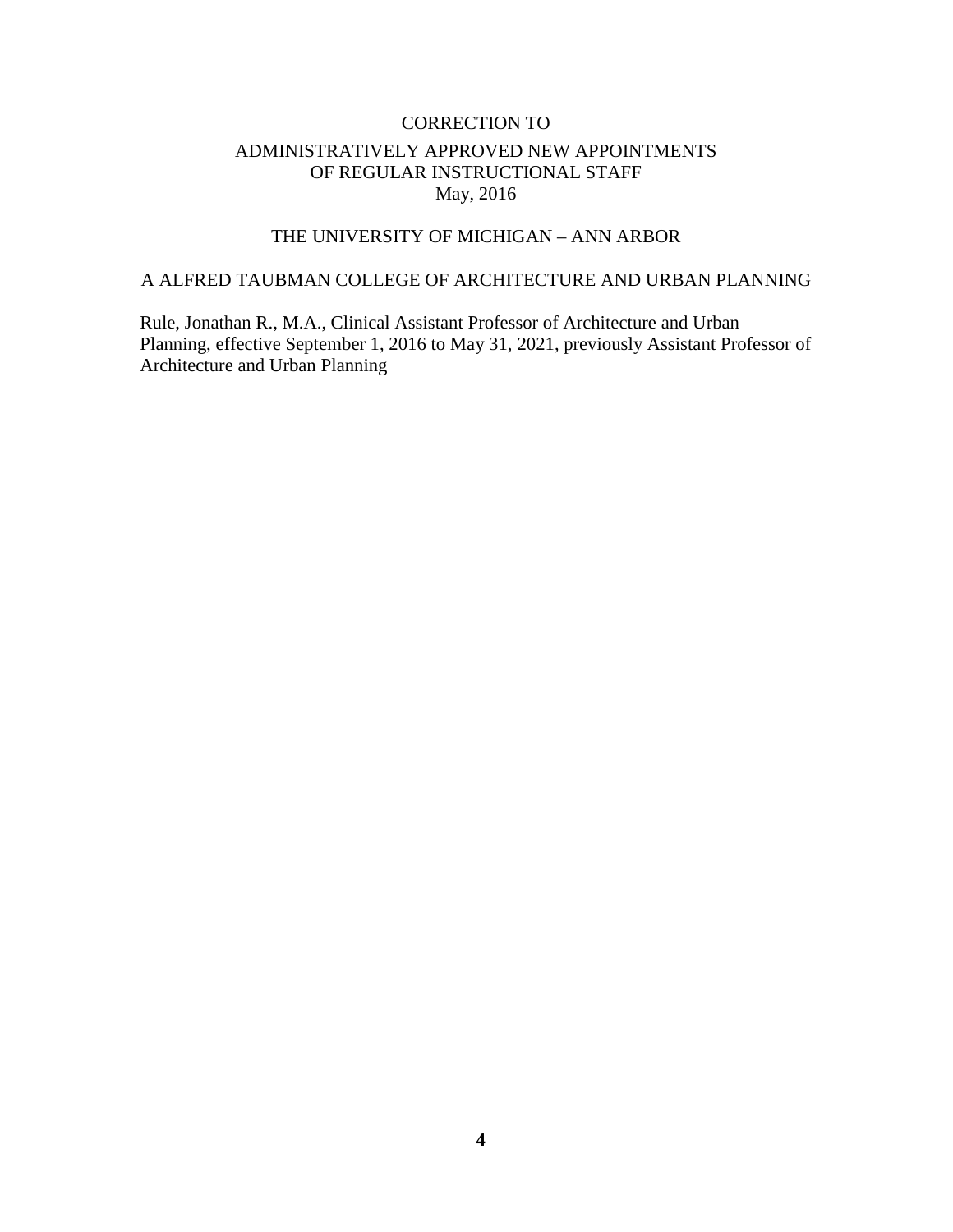# CORRECTION TO

## ADMINISTRATIVELY APPROVED NEW APPOINTMENTS OF REGULAR INSTRUCTIONAL STAFF May, 2016

## THE UNIVERSITY OF MICHIGAN – ANN ARBOR

### A ALFRED TAUBMAN COLLEGE OF ARCHITECTURE AND URBAN PLANNING

Rule, Jonathan R., M.A., Clinical Assistant Professor of Architecture and Urban Planning, effective September 1, 2016 to May 31, 2021, previously Assistant Professor of Architecture and Urban Planning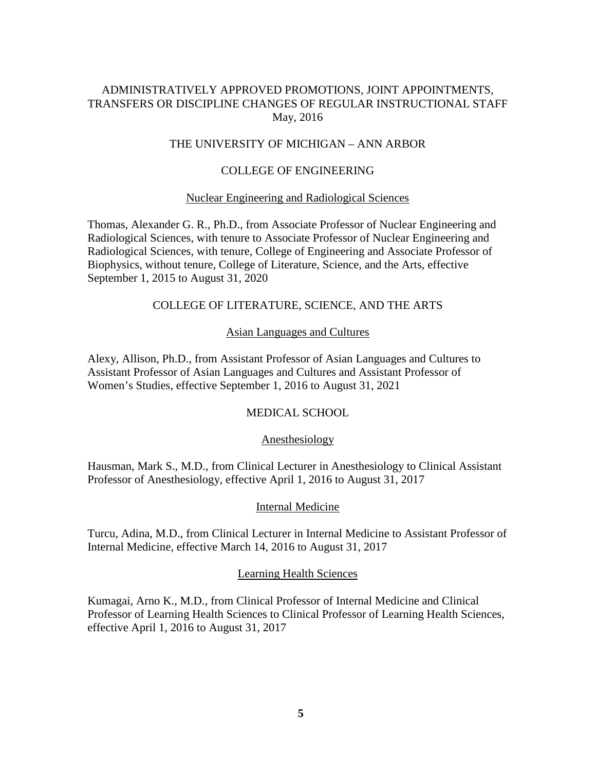ADMINISTRATIVELY APPROVED PROMOTIONS, JOINT APPOINTMENTS, TRANSFERS OR DISCIPLINE CHANGES OF REGULAR INSTRUCTIONAL STAFF
May, 2016

THE UNIVERSITY OF MICHIGAN – ANN ARBOR

## COLLEGE OF ENGINEERING

### Nuclear Engineering and Radiological Sciences

Thomas, Alexander G. R., Ph.D., from Associate Professor of Nuclear Engineering and Radiological Sciences, with tenure to Associate Professor of Nuclear Engineering and Radiological Sciences, with tenure, College of Engineering and Associate Professor of Biophysics, without tenure, College of Literature, Science, and the Arts, effective September 1, 2015 to August 31, 2020

## COLLEGE OF LITERATURE, SCIENCE, AND THE ARTS

### Asian Languages and Cultures

Alexy, Allison, Ph.D., from Assistant Professor of Asian Languages and Cultures to Assistant Professor of Asian Languages and Cultures and Assistant Professor of Women's Studies, effective September 1, 2016 to August 31, 2021

## MEDICAL SCHOOL

### Anesthesiology

Hausman, Mark S., M.D., from Clinical Lecturer in Anesthesiology to Clinical Assistant Professor of Anesthesiology, effective April 1, 2016 to August 31, 2017

### Internal Medicine

Turcu, Adina, M.D., from Clinical Lecturer in Internal Medicine to Assistant Professor of Internal Medicine, effective March 14, 2016 to August 31, 2017

### Learning Health Sciences

Kumagai, Arno K., M.D., from Clinical Professor of Internal Medicine and Clinical Professor of Learning Health Sciences to Clinical Professor of Learning Health Sciences, effective April 1, 2016 to August 31, 2017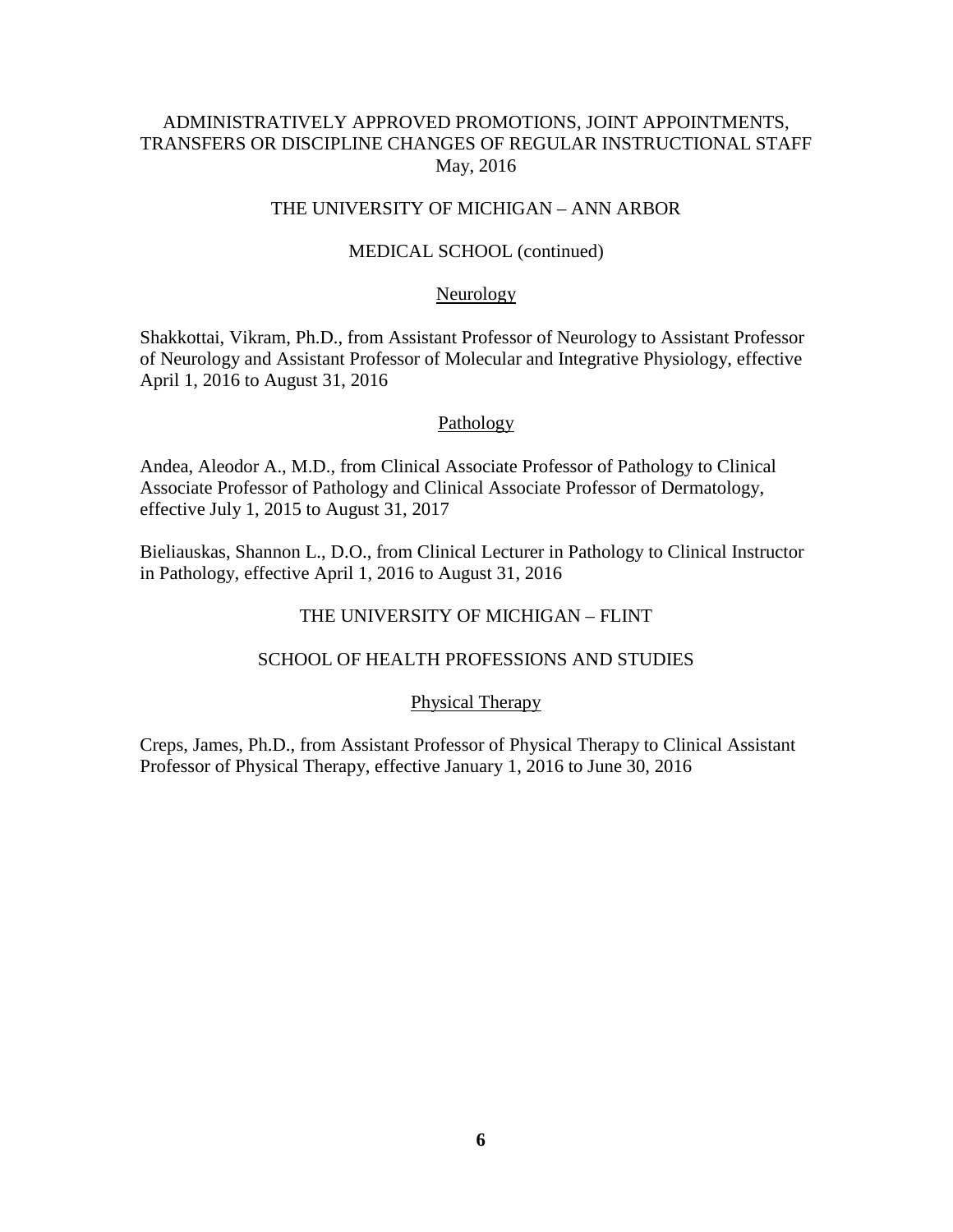ADMINISTRATIVELY APPROVED PROMOTIONS, JOINT APPOINTMENTS, TRANSFERS OR DISCIPLINE CHANGES OF REGULAR INSTRUCTIONAL STAFF
May, 2016

## THE UNIVERSITY OF MICHIGAN – ANN ARBOR

### MEDICAL SCHOOL (continued)

#### Neurology

Shakkottai, Vikram, Ph.D., from Assistant Professor of Neurology to Assistant Professor of Neurology and Assistant Professor of Molecular and Integrative Physiology, effective April 1, 2016 to August 31, 2016

#### Pathology

Andea, Aleodor A., M.D., from Clinical Associate Professor of Pathology to Clinical Associate Professor of Pathology and Clinical Associate Professor of Dermatology, effective July 1, 2015 to August 31, 2017

Bieliauskas, Shannon L., D.O., from Clinical Lecturer in Pathology to Clinical Instructor in Pathology, effective April 1, 2016 to August 31, 2016

## THE UNIVERSITY OF MICHIGAN – FLINT

### SCHOOL OF HEALTH PROFESSIONS AND STUDIES

#### Physical Therapy

Creps, James, Ph.D., from Assistant Professor of Physical Therapy to Clinical Assistant Professor of Physical Therapy, effective January 1, 2016 to June 30, 2016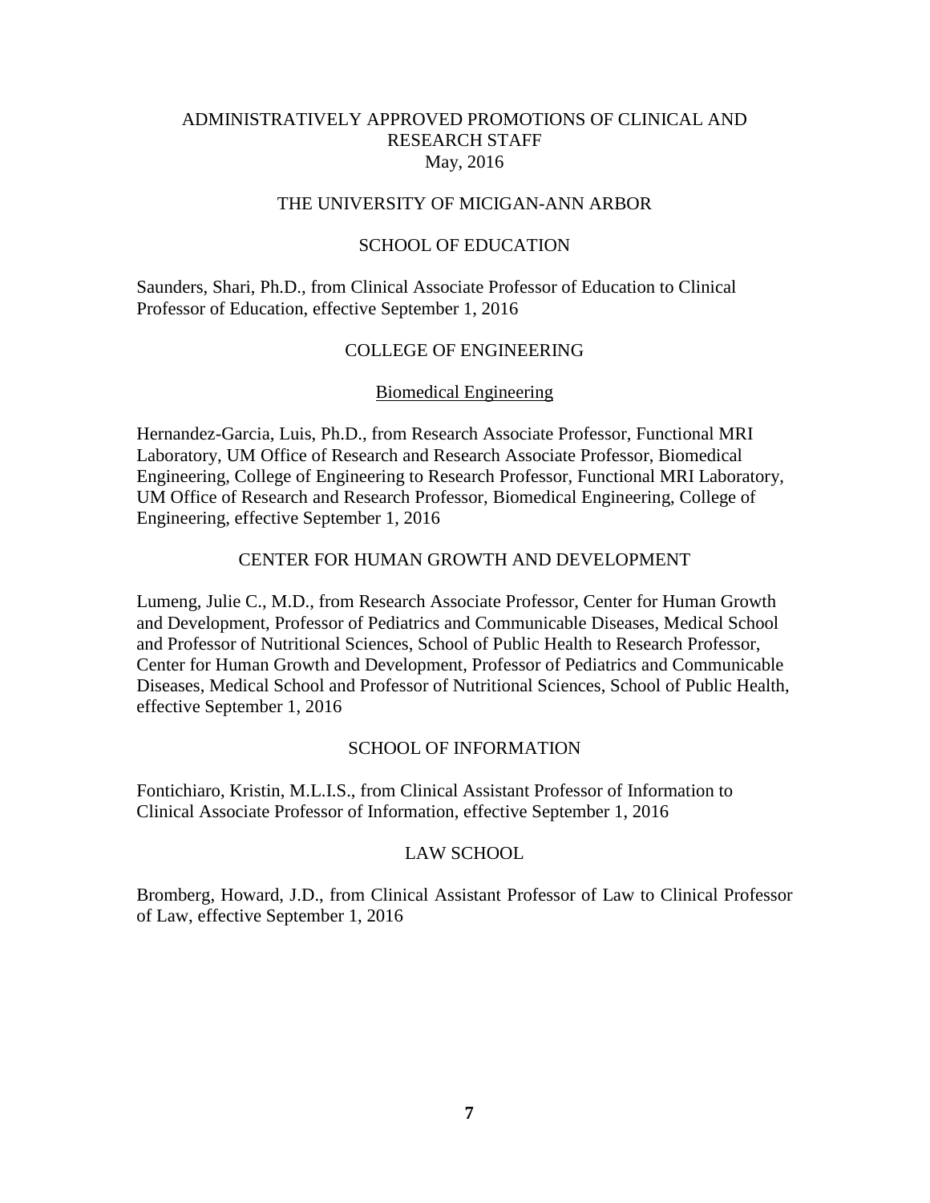# ADMINISTRATIVELY APPROVED PROMOTIONS OF CLINICAL AND RESEARCH STAFF
May, 2016

## THE UNIVERSITY OF MICIGAN-ANN ARBOR

### SCHOOL OF EDUCATION

Saunders, Shari, Ph.D., from Clinical Associate Professor of Education to Clinical Professor of Education, effective September 1, 2016

### COLLEGE OF ENGINEERING

#### Biomedical Engineering

Hernandez-Garcia, Luis, Ph.D., from Research Associate Professor, Functional MRI Laboratory, UM Office of Research and Research Associate Professor, Biomedical Engineering, College of Engineering to Research Professor, Functional MRI Laboratory, UM Office of Research and Research Professor, Biomedical Engineering, College of Engineering, effective September 1, 2016

### CENTER FOR HUMAN GROWTH AND DEVELOPMENT

Lumeng, Julie C., M.D., from Research Associate Professor, Center for Human Growth and Development, Professor of Pediatrics and Communicable Diseases, Medical School and Professor of Nutritional Sciences, School of Public Health to Research Professor, Center for Human Growth and Development, Professor of Pediatrics and Communicable Diseases, Medical School and Professor of Nutritional Sciences, School of Public Health, effective September 1, 2016

### SCHOOL OF INFORMATION

Fontichiaro, Kristin, M.L.I.S., from Clinical Assistant Professor of Information to Clinical Associate Professor of Information, effective September 1, 2016

### LAW SCHOOL

Bromberg, Howard, J.D., from Clinical Assistant Professor of Law to Clinical Professor of Law, effective September 1, 2016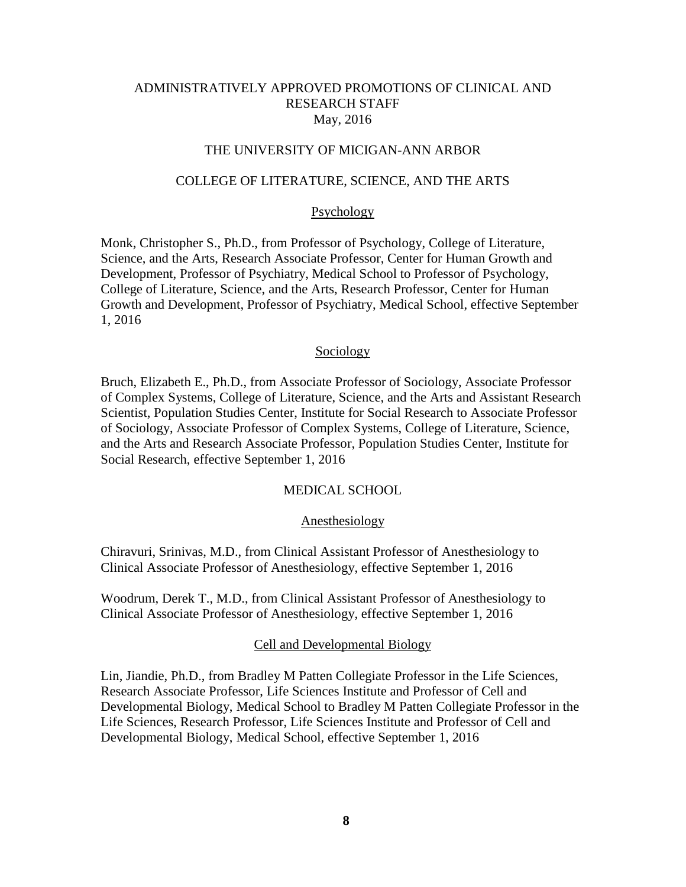# ADMINISTRATIVELY APPROVED PROMOTIONS OF CLINICAL AND RESEARCH STAFF

May, 2016

## THE UNIVERSITY OF MICIGAN-ANN ARBOR

## COLLEGE OF LITERATURE, SCIENCE, AND THE ARTS

### Psychology

Monk, Christopher S., Ph.D., from Professor of Psychology, College of Literature, Science, and the Arts, Research Associate Professor, Center for Human Growth and Development, Professor of Psychiatry, Medical School to Professor of Psychology, College of Literature, Science, and the Arts, Research Professor, Center for Human Growth and Development, Professor of Psychiatry, Medical School, effective September 1, 2016

### Sociology

Bruch, Elizabeth E., Ph.D., from Associate Professor of Sociology, Associate Professor of Complex Systems, College of Literature, Science, and the Arts and Assistant Research Scientist, Population Studies Center, Institute for Social Research to Associate Professor of Sociology, Associate Professor of Complex Systems, College of Literature, Science, and the Arts and Research Associate Professor, Population Studies Center, Institute for Social Research, effective September 1, 2016

## MEDICAL SCHOOL

### Anesthesiology

Chiravuri, Srinivas, M.D., from Clinical Assistant Professor of Anesthesiology to Clinical Associate Professor of Anesthesiology, effective September 1, 2016

Woodrum, Derek T., M.D., from Clinical Assistant Professor of Anesthesiology to Clinical Associate Professor of Anesthesiology, effective September 1, 2016

### Cell and Developmental Biology

Lin, Jiandie, Ph.D., from Bradley M Patten Collegiate Professor in the Life Sciences, Research Associate Professor, Life Sciences Institute and Professor of Cell and Developmental Biology, Medical School to Bradley M Patten Collegiate Professor in the Life Sciences, Research Professor, Life Sciences Institute and Professor of Cell and Developmental Biology, Medical School, effective September 1, 2016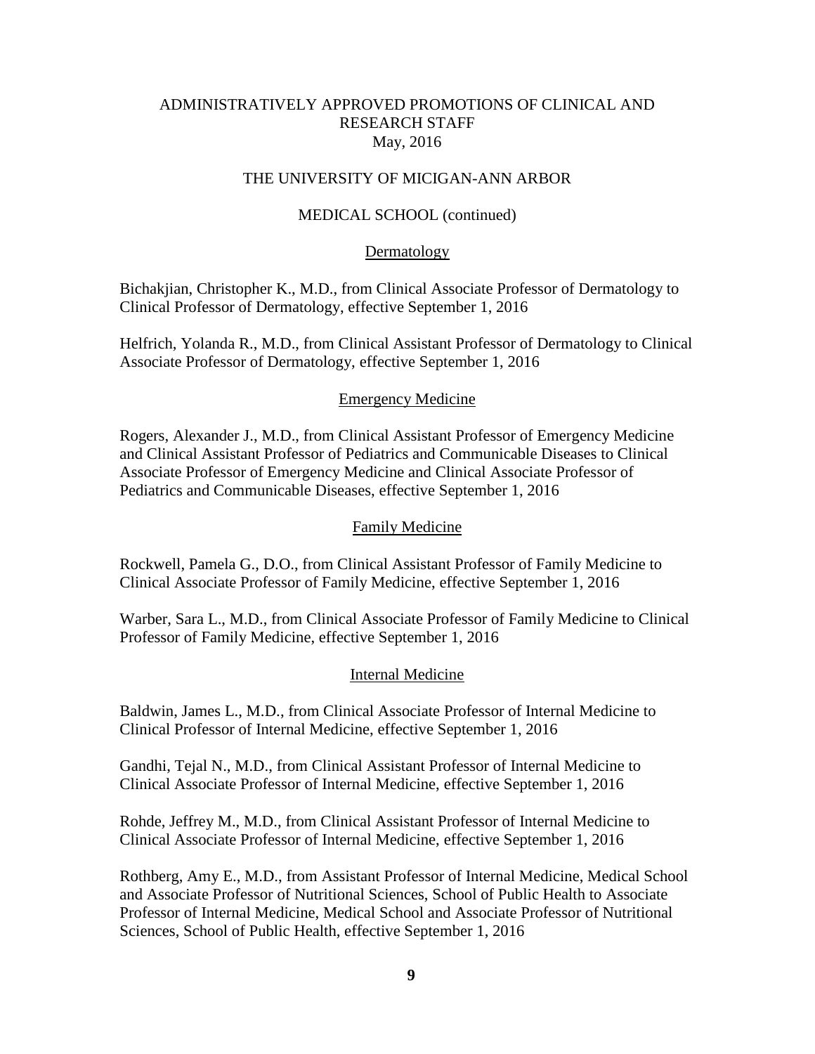ADMINISTRATIVELY APPROVED PROMOTIONS OF CLINICAL AND RESEARCH STAFF
May, 2016

THE UNIVERSITY OF MICIGAN-ANN ARBOR

MEDICAL SCHOOL (continued)

## Dermatology

Bichakjian, Christopher K., M.D., from Clinical Associate Professor of Dermatology to Clinical Professor of Dermatology, effective September 1, 2016

Helfrich, Yolanda R., M.D., from Clinical Assistant Professor of Dermatology to Clinical Associate Professor of Dermatology, effective September 1, 2016

## Emergency Medicine

Rogers, Alexander J., M.D., from Clinical Assistant Professor of Emergency Medicine and Clinical Assistant Professor of Pediatrics and Communicable Diseases to Clinical Associate Professor of Emergency Medicine and Clinical Associate Professor of Pediatrics and Communicable Diseases, effective September 1, 2016

## Family Medicine

Rockwell, Pamela G., D.O., from Clinical Assistant Professor of Family Medicine to Clinical Associate Professor of Family Medicine, effective September 1, 2016

Warber, Sara L., M.D., from Clinical Associate Professor of Family Medicine to Clinical Professor of Family Medicine, effective September 1, 2016

## Internal Medicine

Baldwin, James L., M.D., from Clinical Associate Professor of Internal Medicine to Clinical Professor of Internal Medicine, effective September 1, 2016

Gandhi, Tejal N., M.D., from Clinical Assistant Professor of Internal Medicine to Clinical Associate Professor of Internal Medicine, effective September 1, 2016

Rohde, Jeffrey M., M.D., from Clinical Assistant Professor of Internal Medicine to Clinical Associate Professor of Internal Medicine, effective September 1, 2016

Rothberg, Amy E., M.D., from Assistant Professor of Internal Medicine, Medical School and Associate Professor of Nutritional Sciences, School of Public Health to Associate Professor of Internal Medicine, Medical School and Associate Professor of Nutritional Sciences, School of Public Health, effective September 1, 2016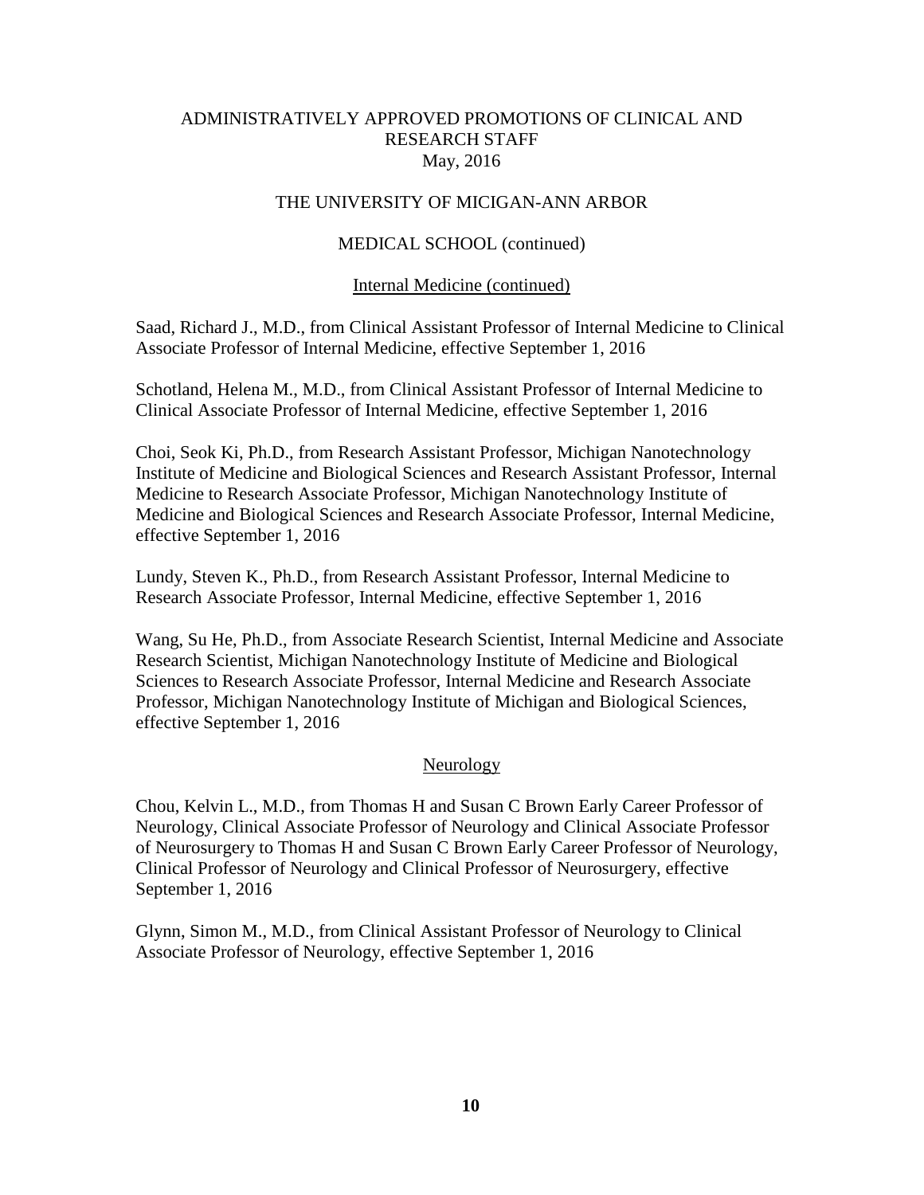ADMINISTRATIVELY APPROVED PROMOTIONS OF CLINICAL AND RESEARCH STAFF
May, 2016

THE UNIVERSITY OF MICIGAN-ANN ARBOR

MEDICAL SCHOOL (continued)

Internal Medicine (continued)

Saad, Richard J., M.D., from Clinical Assistant Professor of Internal Medicine to Clinical Associate Professor of Internal Medicine, effective September 1, 2016

Schotland, Helena M., M.D., from Clinical Assistant Professor of Internal Medicine to Clinical Associate Professor of Internal Medicine, effective September 1, 2016

Choi, Seok Ki, Ph.D., from Research Assistant Professor, Michigan Nanotechnology Institute of Medicine and Biological Sciences and Research Assistant Professor, Internal Medicine to Research Associate Professor, Michigan Nanotechnology Institute of Medicine and Biological Sciences and Research Associate Professor, Internal Medicine, effective September 1, 2016

Lundy, Steven K., Ph.D., from Research Assistant Professor, Internal Medicine to Research Associate Professor, Internal Medicine, effective September 1, 2016

Wang, Su He, Ph.D., from Associate Research Scientist, Internal Medicine and Associate Research Scientist, Michigan Nanotechnology Institute of Medicine and Biological Sciences to Research Associate Professor, Internal Medicine and Research Associate Professor, Michigan Nanotechnology Institute of Michigan and Biological Sciences, effective September 1, 2016

Neurology

Chou, Kelvin L., M.D., from Thomas H and Susan C Brown Early Career Professor of Neurology, Clinical Associate Professor of Neurology and Clinical Associate Professor of Neurosurgery to Thomas H and Susan C Brown Early Career Professor of Neurology, Clinical Professor of Neurology and Clinical Professor of Neurosurgery, effective September 1, 2016

Glynn, Simon M., M.D., from Clinical Assistant Professor of Neurology to Clinical Associate Professor of Neurology, effective September 1, 2016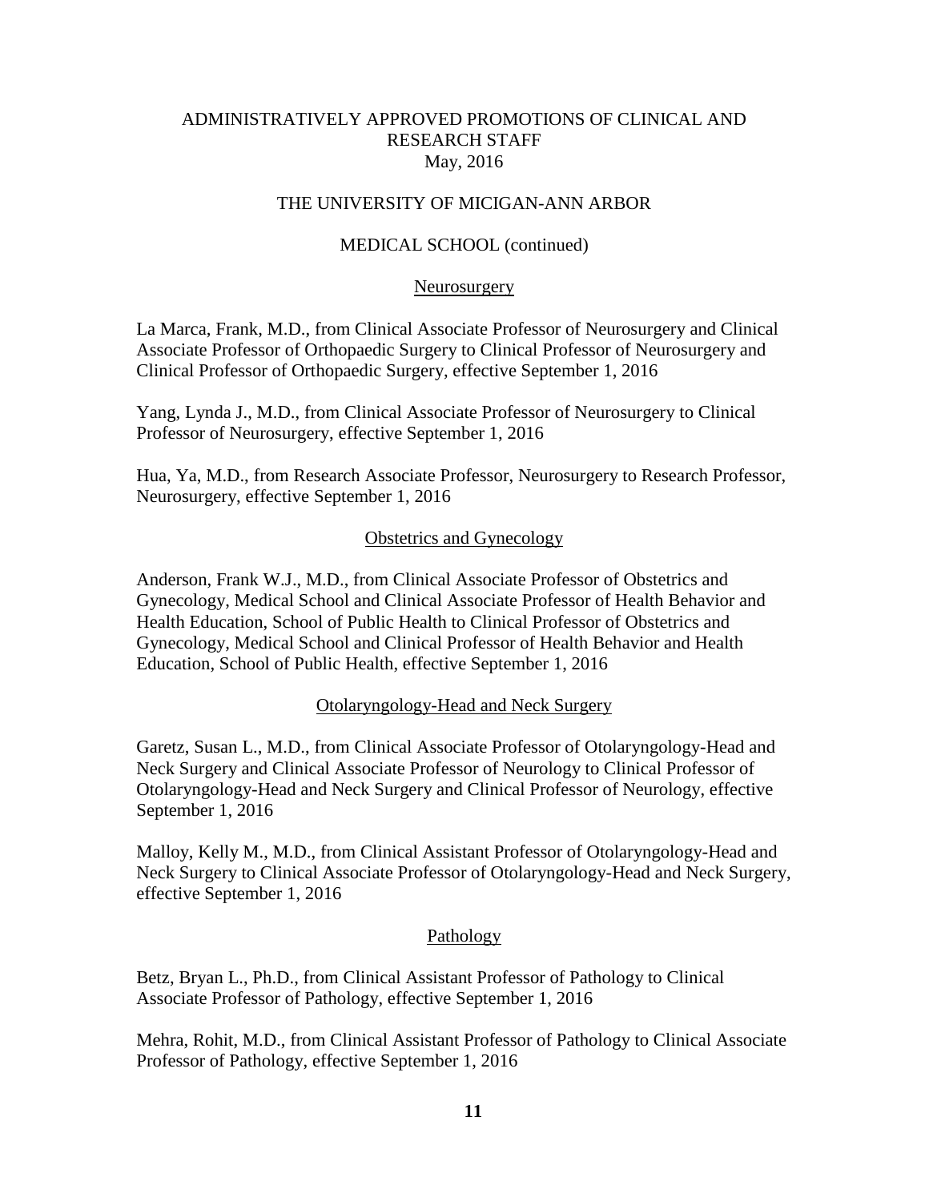ADMINISTRATIVELY APPROVED PROMOTIONS OF CLINICAL AND RESEARCH STAFF
May, 2016

THE UNIVERSITY OF MICIGAN-ANN ARBOR

MEDICAL SCHOOL (continued)

## Neurosurgery

La Marca, Frank, M.D., from Clinical Associate Professor of Neurosurgery and Clinical Associate Professor of Orthopaedic Surgery to Clinical Professor of Neurosurgery and Clinical Professor of Orthopaedic Surgery, effective September 1, 2016

Yang, Lynda J., M.D., from Clinical Associate Professor of Neurosurgery to Clinical Professor of Neurosurgery, effective September 1, 2016

Hua, Ya, M.D., from Research Associate Professor, Neurosurgery to Research Professor, Neurosurgery, effective September 1, 2016

## Obstetrics and Gynecology

Anderson, Frank W.J., M.D., from Clinical Associate Professor of Obstetrics and Gynecology, Medical School and Clinical Associate Professor of Health Behavior and Health Education, School of Public Health to Clinical Professor of Obstetrics and Gynecology, Medical School and Clinical Professor of Health Behavior and Health Education, School of Public Health, effective September 1, 2016

## Otolaryngology-Head and Neck Surgery

Garetz, Susan L., M.D., from Clinical Associate Professor of Otolaryngology-Head and Neck Surgery and Clinical Associate Professor of Neurology to Clinical Professor of Otolaryngology-Head and Neck Surgery and Clinical Professor of Neurology, effective September 1, 2016

Malloy, Kelly M., M.D., from Clinical Assistant Professor of Otolaryngology-Head and Neck Surgery to Clinical Associate Professor of Otolaryngology-Head and Neck Surgery, effective September 1, 2016

## Pathology

Betz, Bryan L., Ph.D., from Clinical Assistant Professor of Pathology to Clinical Associate Professor of Pathology, effective September 1, 2016

Mehra, Rohit, M.D., from Clinical Assistant Professor of Pathology to Clinical Associate Professor of Pathology, effective September 1, 2016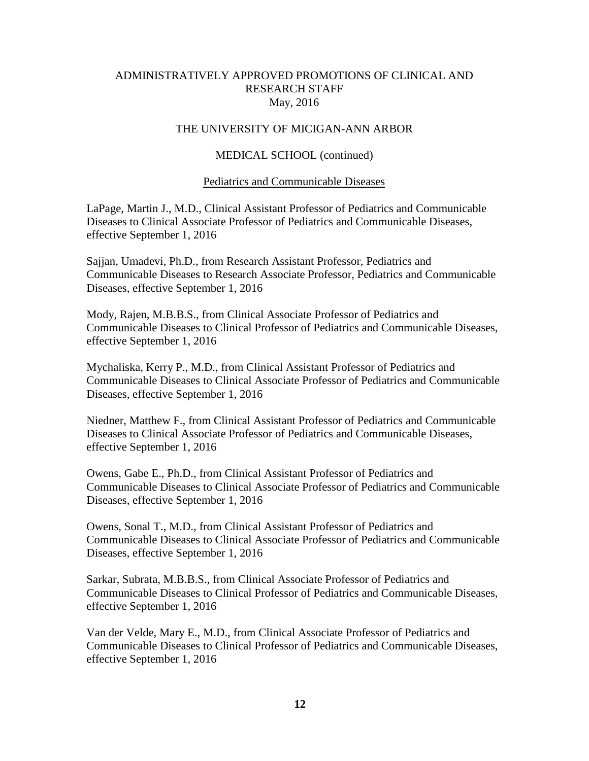ADMINISTRATIVELY APPROVED PROMOTIONS OF CLINICAL AND RESEARCH STAFF
May, 2016

THE UNIVERSITY OF MICIGAN-ANN ARBOR

MEDICAL SCHOOL (continued)

Pediatrics and Communicable Diseases

LaPage, Martin J., M.D., Clinical Assistant Professor of Pediatrics and Communicable Diseases to Clinical Associate Professor of Pediatrics and Communicable Diseases, effective September 1, 2016

Sajjan, Umadevi, Ph.D., from Research Assistant Professor, Pediatrics and Communicable Diseases to Research Associate Professor, Pediatrics and Communicable Diseases, effective September 1, 2016

Mody, Rajen, M.B.B.S., from Clinical Associate Professor of Pediatrics and Communicable Diseases to Clinical Professor of Pediatrics and Communicable Diseases, effective September 1, 2016

Mychaliska, Kerry P., M.D., from Clinical Assistant Professor of Pediatrics and Communicable Diseases to Clinical Associate Professor of Pediatrics and Communicable Diseases, effective September 1, 2016

Niedner, Matthew F., from Clinical Assistant Professor of Pediatrics and Communicable Diseases to Clinical Associate Professor of Pediatrics and Communicable Diseases, effective September 1, 2016

Owens, Gabe E., Ph.D., from Clinical Assistant Professor of Pediatrics and Communicable Diseases to Clinical Associate Professor of Pediatrics and Communicable Diseases, effective September 1, 2016

Owens, Sonal T., M.D., from Clinical Assistant Professor of Pediatrics and Communicable Diseases to Clinical Associate Professor of Pediatrics and Communicable Diseases, effective September 1, 2016

Sarkar, Subrata, M.B.B.S., from Clinical Associate Professor of Pediatrics and Communicable Diseases to Clinical Professor of Pediatrics and Communicable Diseases, effective September 1, 2016

Van der Velde, Mary E., M.D., from Clinical Associate Professor of Pediatrics and Communicable Diseases to Clinical Professor of Pediatrics and Communicable Diseases, effective September 1, 2016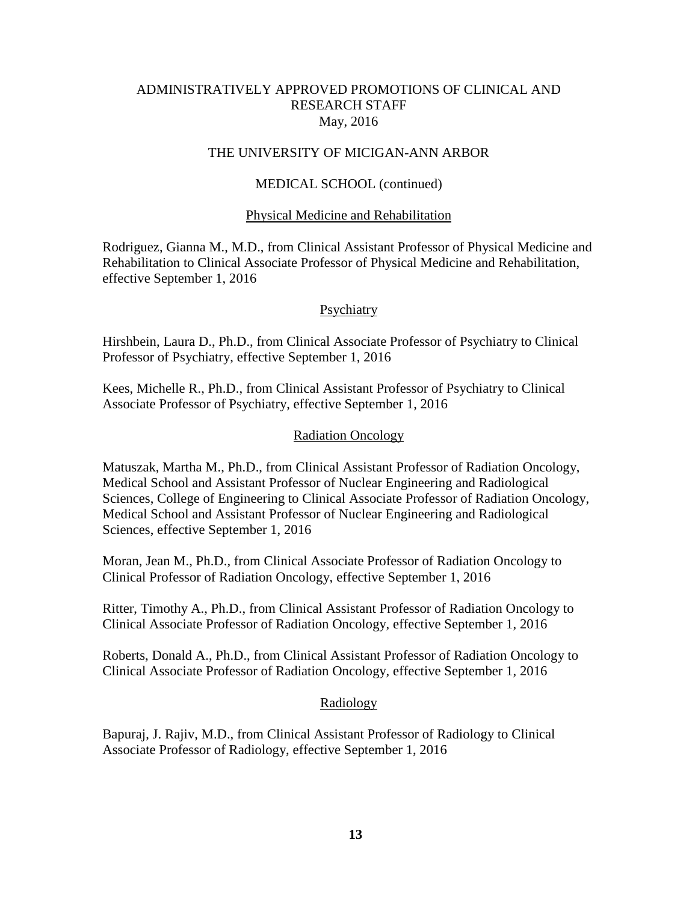ADMINISTRATIVELY APPROVED PROMOTIONS OF CLINICAL AND RESEARCH STAFF
May, 2016

THE UNIVERSITY OF MICIGAN-ANN ARBOR

MEDICAL SCHOOL (continued)

Physical Medicine and Rehabilitation

Rodriguez, Gianna M., M.D., from Clinical Assistant Professor of Physical Medicine and Rehabilitation to Clinical Associate Professor of Physical Medicine and Rehabilitation, effective September 1, 2016

Psychiatry

Hirshbein, Laura D., Ph.D., from Clinical Associate Professor of Psychiatry to Clinical Professor of Psychiatry, effective September 1, 2016

Kees, Michelle R., Ph.D., from Clinical Assistant Professor of Psychiatry to Clinical Associate Professor of Psychiatry, effective September 1, 2016

Radiation Oncology

Matuszak, Martha M., Ph.D., from Clinical Assistant Professor of Radiation Oncology, Medical School and Assistant Professor of Nuclear Engineering and Radiological Sciences, College of Engineering to Clinical Associate Professor of Radiation Oncology, Medical School and Assistant Professor of Nuclear Engineering and Radiological Sciences, effective September 1, 2016

Moran, Jean M., Ph.D., from Clinical Associate Professor of Radiation Oncology to Clinical Professor of Radiation Oncology, effective September 1, 2016

Ritter, Timothy A., Ph.D., from Clinical Assistant Professor of Radiation Oncology to Clinical Associate Professor of Radiation Oncology, effective September 1, 2016

Roberts, Donald A., Ph.D., from Clinical Assistant Professor of Radiation Oncology to Clinical Associate Professor of Radiation Oncology, effective September 1, 2016

Radiology

Bapuraj, J. Rajiv, M.D., from Clinical Assistant Professor of Radiology to Clinical Associate Professor of Radiology, effective September 1, 2016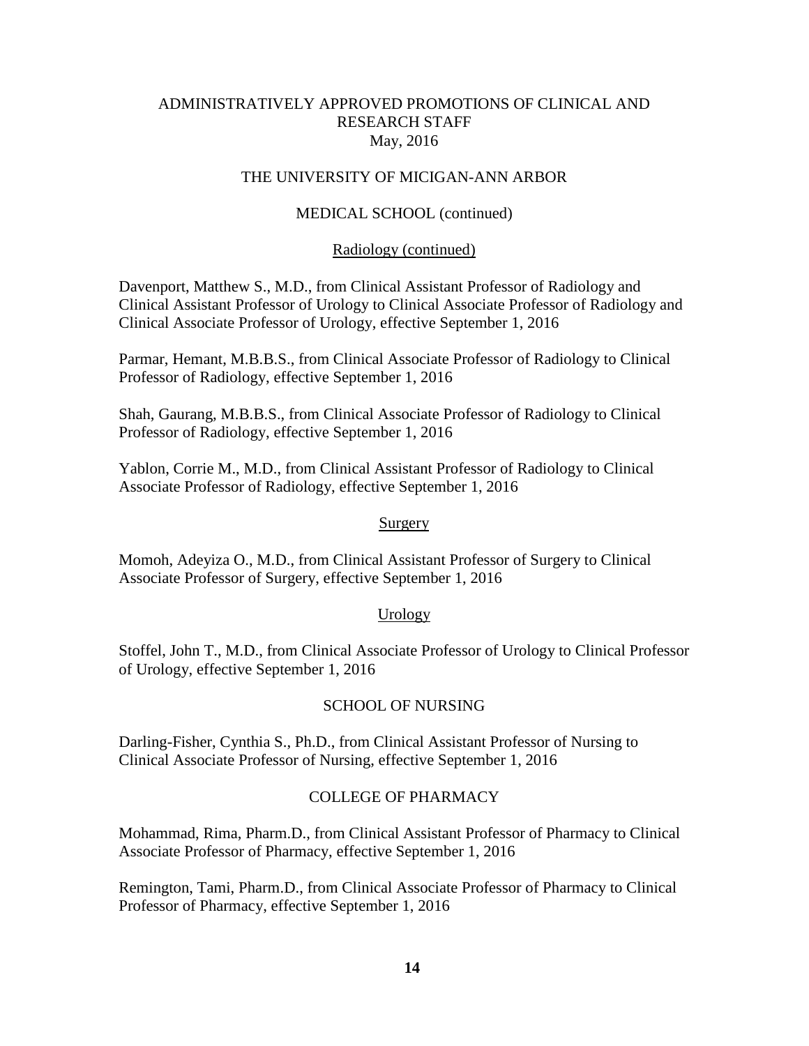ADMINISTRATIVELY APPROVED PROMOTIONS OF CLINICAL AND RESEARCH STAFF
May, 2016

THE UNIVERSITY OF MICIGAN-ANN ARBOR

MEDICAL SCHOOL (continued)

Radiology (continued)

Davenport, Matthew S., M.D., from Clinical Assistant Professor of Radiology and Clinical Assistant Professor of Urology to Clinical Associate Professor of Radiology and Clinical Associate Professor of Urology, effective September 1, 2016

Parmar, Hemant, M.B.B.S., from Clinical Associate Professor of Radiology to Clinical Professor of Radiology, effective September 1, 2016

Shah, Gaurang, M.B.B.S., from Clinical Associate Professor of Radiology to Clinical Professor of Radiology, effective September 1, 2016

Yablon, Corrie M., M.D., from Clinical Assistant Professor of Radiology to Clinical Associate Professor of Radiology, effective September 1, 2016

Surgery

Momoh, Adeyiza O., M.D., from Clinical Assistant Professor of Surgery to Clinical Associate Professor of Surgery, effective September 1, 2016

Urology

Stoffel, John T., M.D., from Clinical Associate Professor of Urology to Clinical Professor of Urology, effective September 1, 2016

SCHOOL OF NURSING

Darling-Fisher, Cynthia S., Ph.D., from Clinical Assistant Professor of Nursing to Clinical Associate Professor of Nursing, effective September 1, 2016

COLLEGE OF PHARMACY

Mohammad, Rima, Pharm.D., from Clinical Assistant Professor of Pharmacy to Clinical Associate Professor of Pharmacy, effective September 1, 2016

Remington, Tami, Pharm.D., from Clinical Associate Professor of Pharmacy to Clinical Professor of Pharmacy, effective September 1, 2016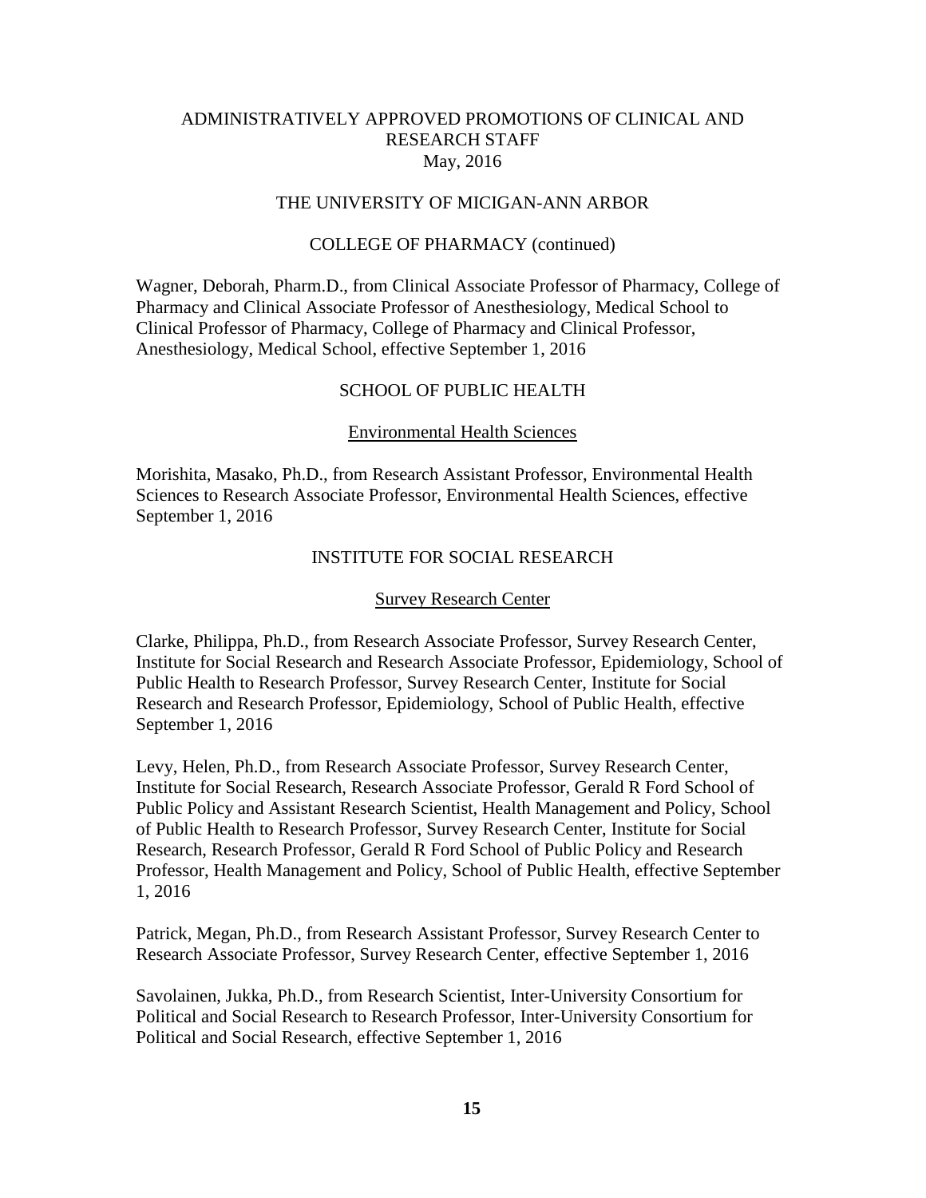ADMINISTRATIVELY APPROVED PROMOTIONS OF CLINICAL AND RESEARCH STAFF
May, 2016

THE UNIVERSITY OF MICIGAN-ANN ARBOR

COLLEGE OF PHARMACY (continued)

Wagner, Deborah, Pharm.D., from Clinical Associate Professor of Pharmacy, College of Pharmacy and Clinical Associate Professor of Anesthesiology, Medical School to Clinical Professor of Pharmacy, College of Pharmacy and Clinical Professor, Anesthesiology, Medical School, effective September 1, 2016

## SCHOOL OF PUBLIC HEALTH

### Environmental Health Sciences

Morishita, Masako, Ph.D., from Research Assistant Professor, Environmental Health Sciences to Research Associate Professor, Environmental Health Sciences, effective September 1, 2016

## INSTITUTE FOR SOCIAL RESEARCH

### Survey Research Center

Clarke, Philippa, Ph.D., from Research Associate Professor, Survey Research Center, Institute for Social Research and Research Associate Professor, Epidemiology, School of Public Health to Research Professor, Survey Research Center, Institute for Social Research and Research Professor, Epidemiology, School of Public Health, effective September 1, 2016

Levy, Helen, Ph.D., from Research Associate Professor, Survey Research Center, Institute for Social Research, Research Associate Professor, Gerald R Ford School of Public Policy and Assistant Research Scientist, Health Management and Policy, School of Public Health to Research Professor, Survey Research Center, Institute for Social Research, Research Professor, Gerald R Ford School of Public Policy and Research Professor, Health Management and Policy, School of Public Health, effective September 1, 2016

Patrick, Megan, Ph.D., from Research Assistant Professor, Survey Research Center to Research Associate Professor, Survey Research Center, effective September 1, 2016

Savolainen, Jukka, Ph.D., from Research Scientist, Inter-University Consortium for Political and Social Research to Research Professor, Inter-University Consortium for Political and Social Research, effective September 1, 2016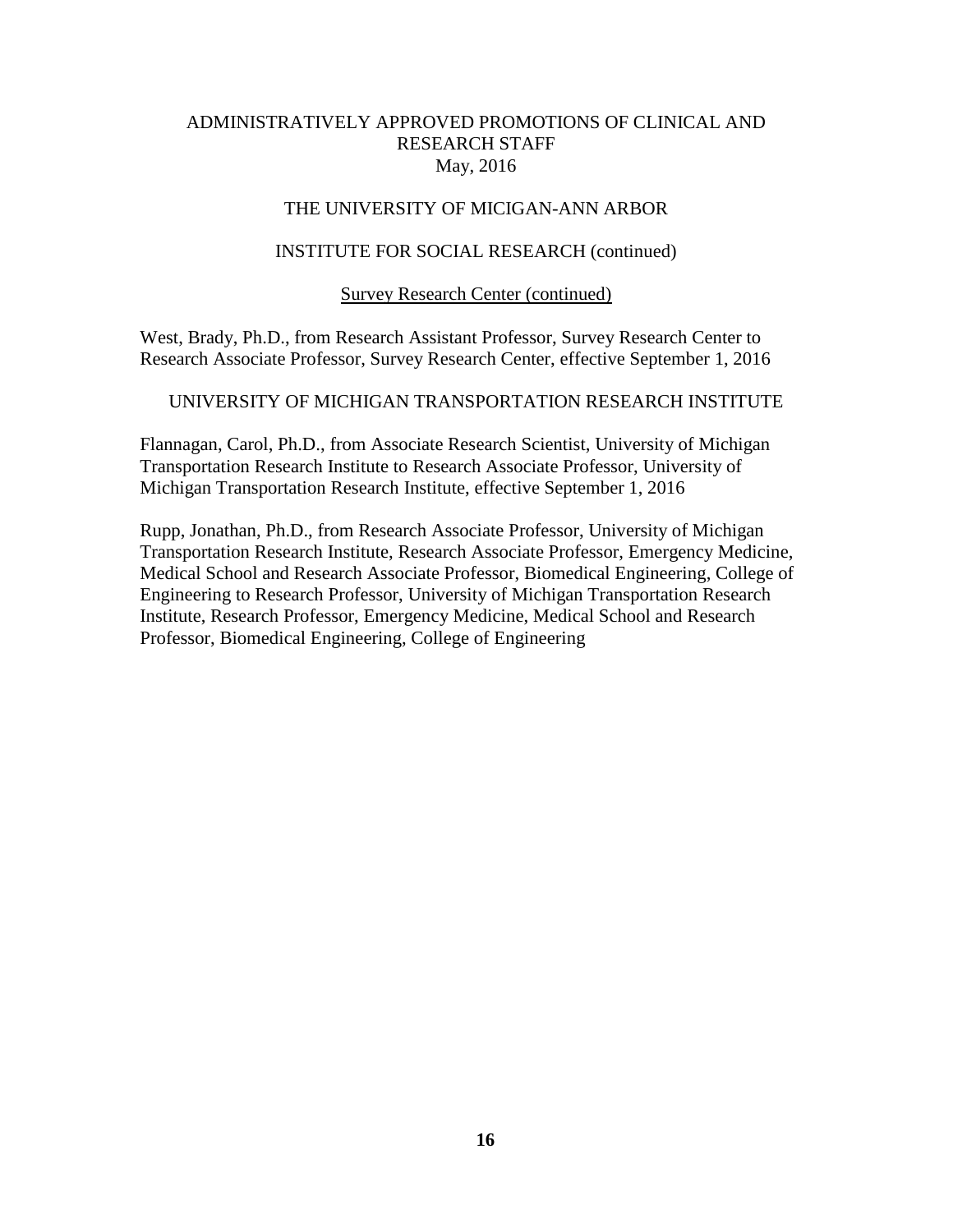ADMINISTRATIVELY APPROVED PROMOTIONS OF CLINICAL AND RESEARCH STAFF
May, 2016

THE UNIVERSITY OF MICIGAN-ANN ARBOR

INSTITUTE FOR SOCIAL RESEARCH (continued)

Survey Research Center (continued)

West, Brady, Ph.D., from Research Assistant Professor, Survey Research Center to Research Associate Professor, Survey Research Center, effective September 1, 2016

UNIVERSITY OF MICHIGAN TRANSPORTATION RESEARCH INSTITUTE

Flannagan, Carol, Ph.D., from Associate Research Scientist, University of Michigan Transportation Research Institute to Research Associate Professor, University of Michigan Transportation Research Institute, effective September 1, 2016

Rupp, Jonathan, Ph.D., from Research Associate Professor, University of Michigan Transportation Research Institute, Research Associate Professor, Emergency Medicine, Medical School and Research Associate Professor, Biomedical Engineering, College of Engineering to Research Professor, University of Michigan Transportation Research Institute, Research Professor, Emergency Medicine, Medical School and Research Professor, Biomedical Engineering, College of Engineering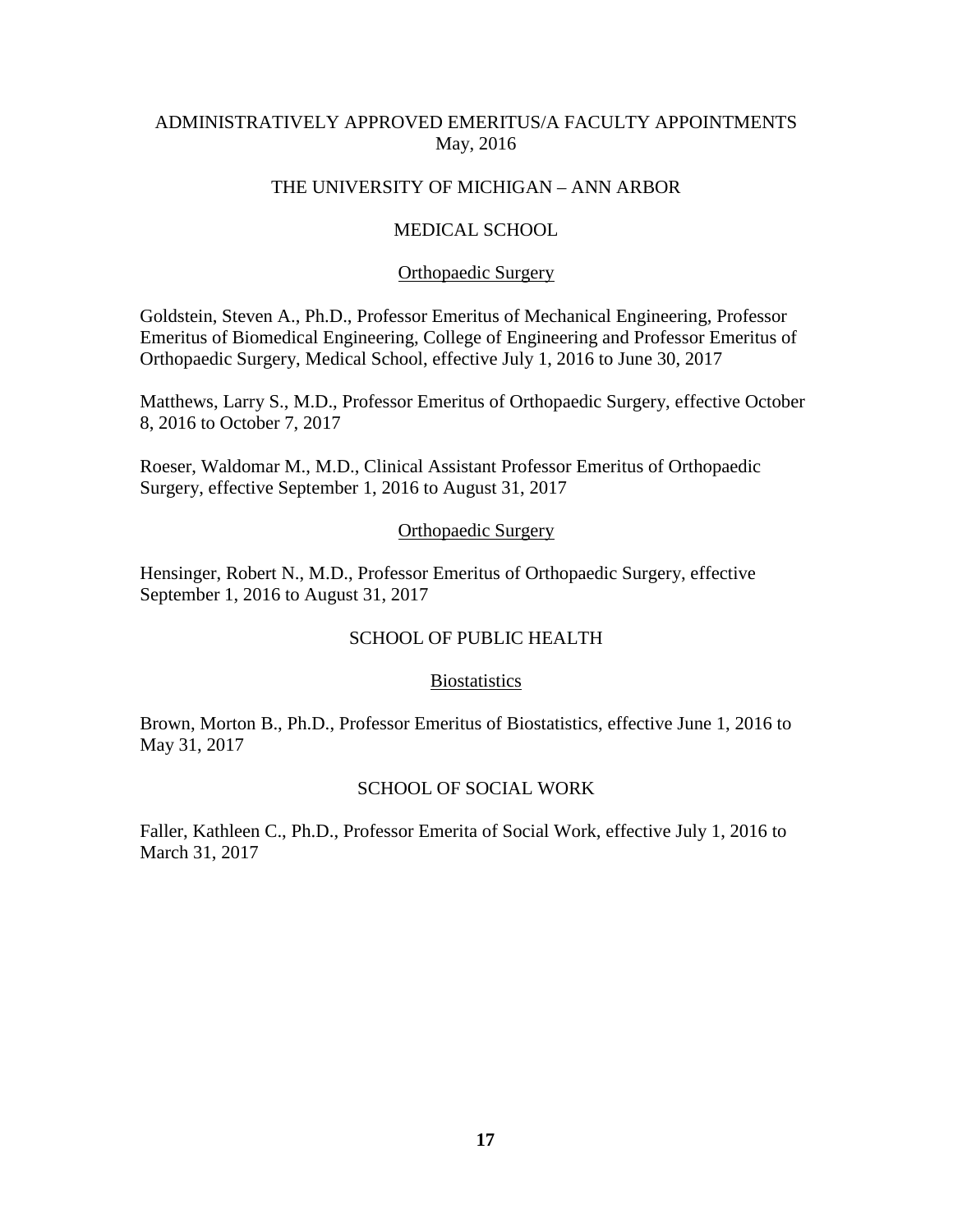# ADMINISTRATIVELY APPROVED EMERITUS/A FACULTY APPOINTMENTS
May, 2016

## THE UNIVERSITY OF MICHIGAN – ANN ARBOR

### MEDICAL SCHOOL

#### Orthopaedic Surgery

Goldstein, Steven A., Ph.D., Professor Emeritus of Mechanical Engineering, Professor Emeritus of Biomedical Engineering, College of Engineering and Professor Emeritus of Orthopaedic Surgery, Medical School, effective July 1, 2016 to June 30, 2017

Matthews, Larry S., M.D., Professor Emeritus of Orthopaedic Surgery, effective October 8, 2016 to October 7, 2017

Roeser, Waldomar M., M.D., Clinical Assistant Professor Emeritus of Orthopaedic Surgery, effective September 1, 2016 to August 31, 2017

#### Orthopaedic Surgery

Hensinger, Robert N., M.D., Professor Emeritus of Orthopaedic Surgery, effective September 1, 2016 to August 31, 2017

### SCHOOL OF PUBLIC HEALTH

#### Biostatistics

Brown, Morton B., Ph.D., Professor Emeritus of Biostatistics, effective June 1, 2016 to May 31, 2017

### SCHOOL OF SOCIAL WORK

Faller, Kathleen C., Ph.D., Professor Emerita of Social Work, effective July 1, 2016 to March 31, 2017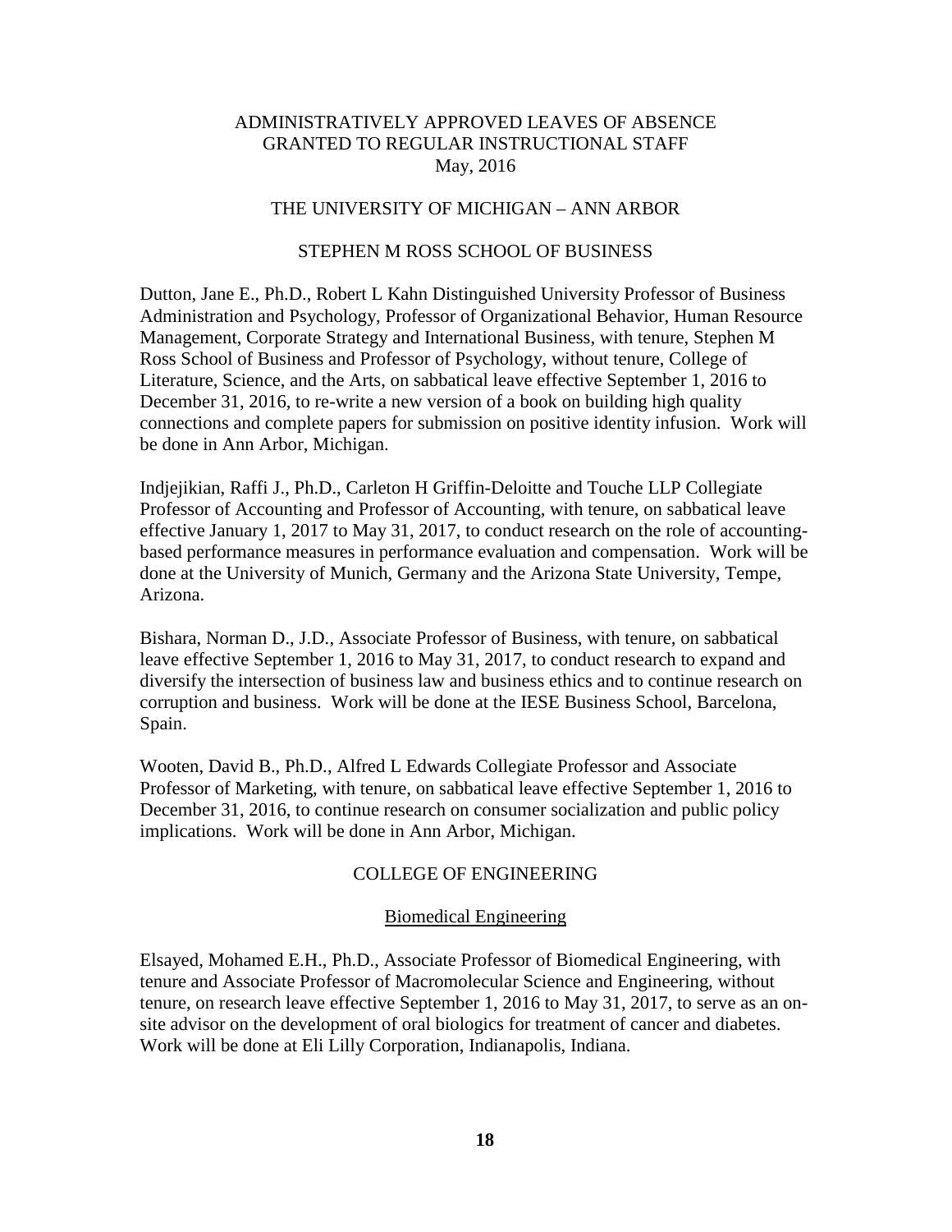ADMINISTRATIVELY APPROVED LEAVES OF ABSENCE
GRANTED TO REGULAR INSTRUCTIONAL STAFF
May, 2016

THE UNIVERSITY OF MICHIGAN – ANN ARBOR

STEPHEN M ROSS SCHOOL OF BUSINESS

Dutton, Jane E., Ph.D., Robert L Kahn Distinguished University Professor of Business Administration and Psychology, Professor of Organizational Behavior, Human Resource Management, Corporate Strategy and International Business, with tenure, Stephen M Ross School of Business and Professor of Psychology, without tenure, College of Literature, Science, and the Arts, on sabbatical leave effective September 1, 2016 to December 31, 2016, to re-write a new version of a book on building high quality connections and complete papers for submission on positive identity infusion. Work will be done in Ann Arbor, Michigan.

Indjejikian, Raffi J., Ph.D., Carleton H Griffin-Deloitte and Touche LLP Collegiate Professor of Accounting and Professor of Accounting, with tenure, on sabbatical leave effective January 1, 2017 to May 31, 2017, to conduct research on the role of accounting-based performance measures in performance evaluation and compensation. Work will be done at the University of Munich, Germany and the Arizona State University, Tempe, Arizona.

Bishara, Norman D., J.D., Associate Professor of Business, with tenure, on sabbatical leave effective September 1, 2016 to May 31, 2017, to conduct research to expand and diversify the intersection of business law and business ethics and to continue research on corruption and business. Work will be done at the IESE Business School, Barcelona, Spain.

Wooten, David B., Ph.D., Alfred L Edwards Collegiate Professor and Associate Professor of Marketing, with tenure, on sabbatical leave effective September 1, 2016 to December 31, 2016, to continue research on consumer socialization and public policy implications. Work will be done in Ann Arbor, Michigan.

COLLEGE OF ENGINEERING

Biomedical Engineering

Elsayed, Mohamed E.H., Ph.D., Associate Professor of Biomedical Engineering, with tenure and Associate Professor of Macromolecular Science and Engineering, without tenure, on research leave effective September 1, 2016 to May 31, 2017, to serve as an on-site advisor on the development of oral biologics for treatment of cancer and diabetes. Work will be done at Eli Lilly Corporation, Indianapolis, Indiana.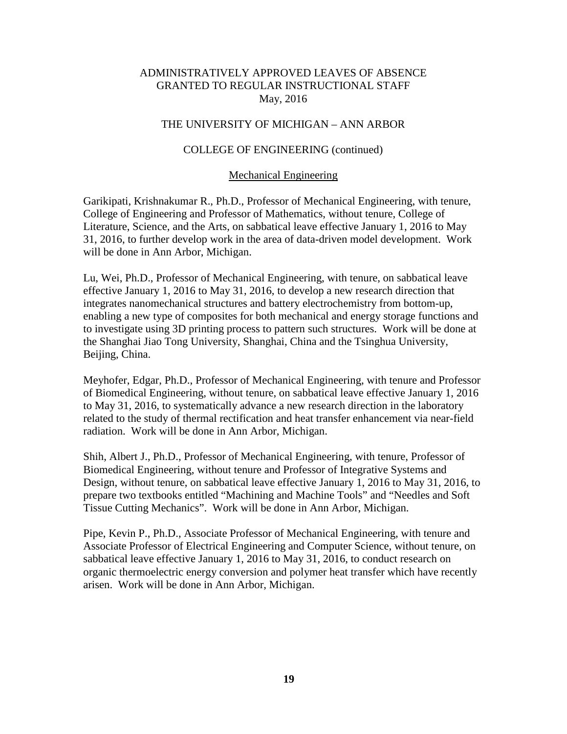ADMINISTRATIVELY APPROVED LEAVES OF ABSENCE
GRANTED TO REGULAR INSTRUCTIONAL STAFF
May, 2016

THE UNIVERSITY OF MICHIGAN – ANN ARBOR

COLLEGE OF ENGINEERING (continued)

## Mechanical Engineering

Garikipati, Krishnakumar R., Ph.D., Professor of Mechanical Engineering, with tenure, College of Engineering and Professor of Mathematics, without tenure, College of Literature, Science, and the Arts, on sabbatical leave effective January 1, 2016 to May 31, 2016, to further develop work in the area of data-driven model development. Work will be done in Ann Arbor, Michigan.

Lu, Wei, Ph.D., Professor of Mechanical Engineering, with tenure, on sabbatical leave effective January 1, 2016 to May 31, 2016, to develop a new research direction that integrates nanomechanical structures and battery electrochemistry from bottom-up, enabling a new type of composites for both mechanical and energy storage functions and to investigate using 3D printing process to pattern such structures. Work will be done at the Shanghai Jiao Tong University, Shanghai, China and the Tsinghua University, Beijing, China.

Meyhofer, Edgar, Ph.D., Professor of Mechanical Engineering, with tenure and Professor of Biomedical Engineering, without tenure, on sabbatical leave effective January 1, 2016 to May 31, 2016, to systematically advance a new research direction in the laboratory related to the study of thermal rectification and heat transfer enhancement via near-field radiation. Work will be done in Ann Arbor, Michigan.

Shih, Albert J., Ph.D., Professor of Mechanical Engineering, with tenure, Professor of Biomedical Engineering, without tenure and Professor of Integrative Systems and Design, without tenure, on sabbatical leave effective January 1, 2016 to May 31, 2016, to prepare two textbooks entitled "Machining and Machine Tools" and "Needles and Soft Tissue Cutting Mechanics". Work will be done in Ann Arbor, Michigan.

Pipe, Kevin P., Ph.D., Associate Professor of Mechanical Engineering, with tenure and Associate Professor of Electrical Engineering and Computer Science, without tenure, on sabbatical leave effective January 1, 2016 to May 31, 2016, to conduct research on organic thermoelectric energy conversion and polymer heat transfer which have recently arisen. Work will be done in Ann Arbor, Michigan.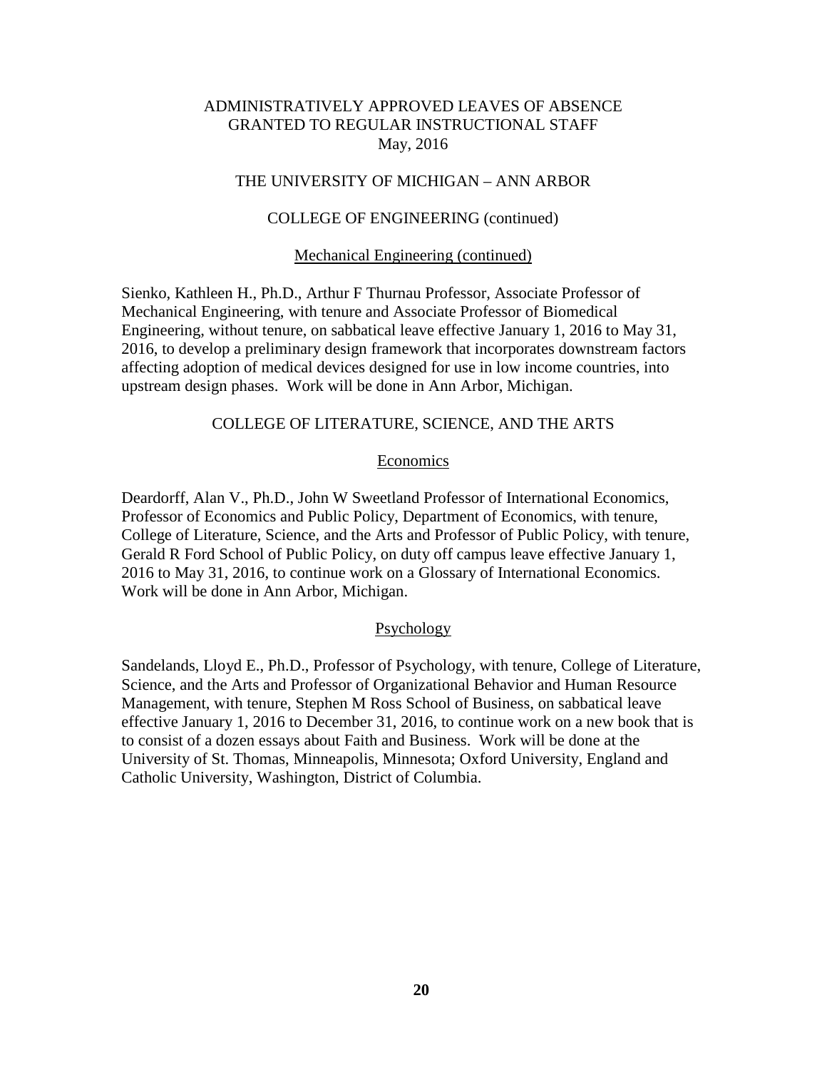ADMINISTRATIVELY APPROVED LEAVES OF ABSENCE
GRANTED TO REGULAR INSTRUCTIONAL STAFF
May, 2016

THE UNIVERSITY OF MICHIGAN – ANN ARBOR

COLLEGE OF ENGINEERING (continued)

Mechanical Engineering (continued)

Sienko, Kathleen H., Ph.D., Arthur F Thurnau Professor, Associate Professor of Mechanical Engineering, with tenure and Associate Professor of Biomedical Engineering, without tenure, on sabbatical leave effective January 1, 2016 to May 31, 2016, to develop a preliminary design framework that incorporates downstream factors affecting adoption of medical devices designed for use in low income countries, into upstream design phases. Work will be done in Ann Arbor, Michigan.

COLLEGE OF LITERATURE, SCIENCE, AND THE ARTS

Economics

Deardorff, Alan V., Ph.D., John W Sweetland Professor of International Economics, Professor of Economics and Public Policy, Department of Economics, with tenure, College of Literature, Science, and the Arts and Professor of Public Policy, with tenure, Gerald R Ford School of Public Policy, on duty off campus leave effective January 1, 2016 to May 31, 2016, to continue work on a Glossary of International Economics. Work will be done in Ann Arbor, Michigan.

Psychology

Sandelands, Lloyd E., Ph.D., Professor of Psychology, with tenure, College of Literature, Science, and the Arts and Professor of Organizational Behavior and Human Resource Management, with tenure, Stephen M Ross School of Business, on sabbatical leave effective January 1, 2016 to December 31, 2016, to continue work on a new book that is to consist of a dozen essays about Faith and Business. Work will be done at the University of St. Thomas, Minneapolis, Minnesota; Oxford University, England and Catholic University, Washington, District of Columbia.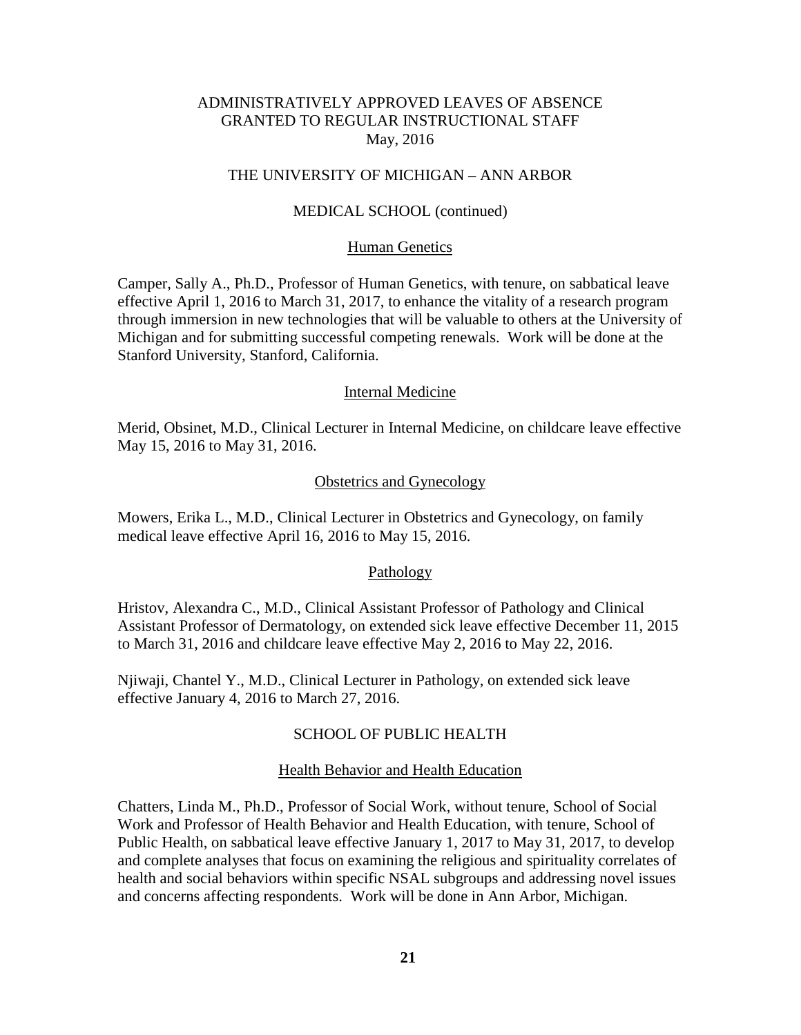ADMINISTRATIVELY APPROVED LEAVES OF ABSENCE
GRANTED TO REGULAR INSTRUCTIONAL STAFF
May, 2016

THE UNIVERSITY OF MICHIGAN – ANN ARBOR

MEDICAL SCHOOL (continued)

## Human Genetics

Camper, Sally A., Ph.D., Professor of Human Genetics, with tenure, on sabbatical leave effective April 1, 2016 to March 31, 2017, to enhance the vitality of a research program through immersion in new technologies that will be valuable to others at the University of Michigan and for submitting successful competing renewals. Work will be done at the Stanford University, Stanford, California.

## Internal Medicine

Merid, Obsinet, M.D., Clinical Lecturer in Internal Medicine, on childcare leave effective May 15, 2016 to May 31, 2016.

## Obstetrics and Gynecology

Mowers, Erika L., M.D., Clinical Lecturer in Obstetrics and Gynecology, on family medical leave effective April 16, 2016 to May 15, 2016.

## Pathology

Hristov, Alexandra C., M.D., Clinical Assistant Professor of Pathology and Clinical Assistant Professor of Dermatology, on extended sick leave effective December 11, 2015 to March 31, 2016 and childcare leave effective May 2, 2016 to May 22, 2016.

Njiwaji, Chantel Y., M.D., Clinical Lecturer in Pathology, on extended sick leave effective January 4, 2016 to March 27, 2016.

# SCHOOL OF PUBLIC HEALTH

## Health Behavior and Health Education

Chatters, Linda M., Ph.D., Professor of Social Work, without tenure, School of Social Work and Professor of Health Behavior and Health Education, with tenure, School of Public Health, on sabbatical leave effective January 1, 2017 to May 31, 2017, to develop and complete analyses that focus on examining the religious and spirituality correlates of health and social behaviors within specific NSAL subgroups and addressing novel issues and concerns affecting respondents. Work will be done in Ann Arbor, Michigan.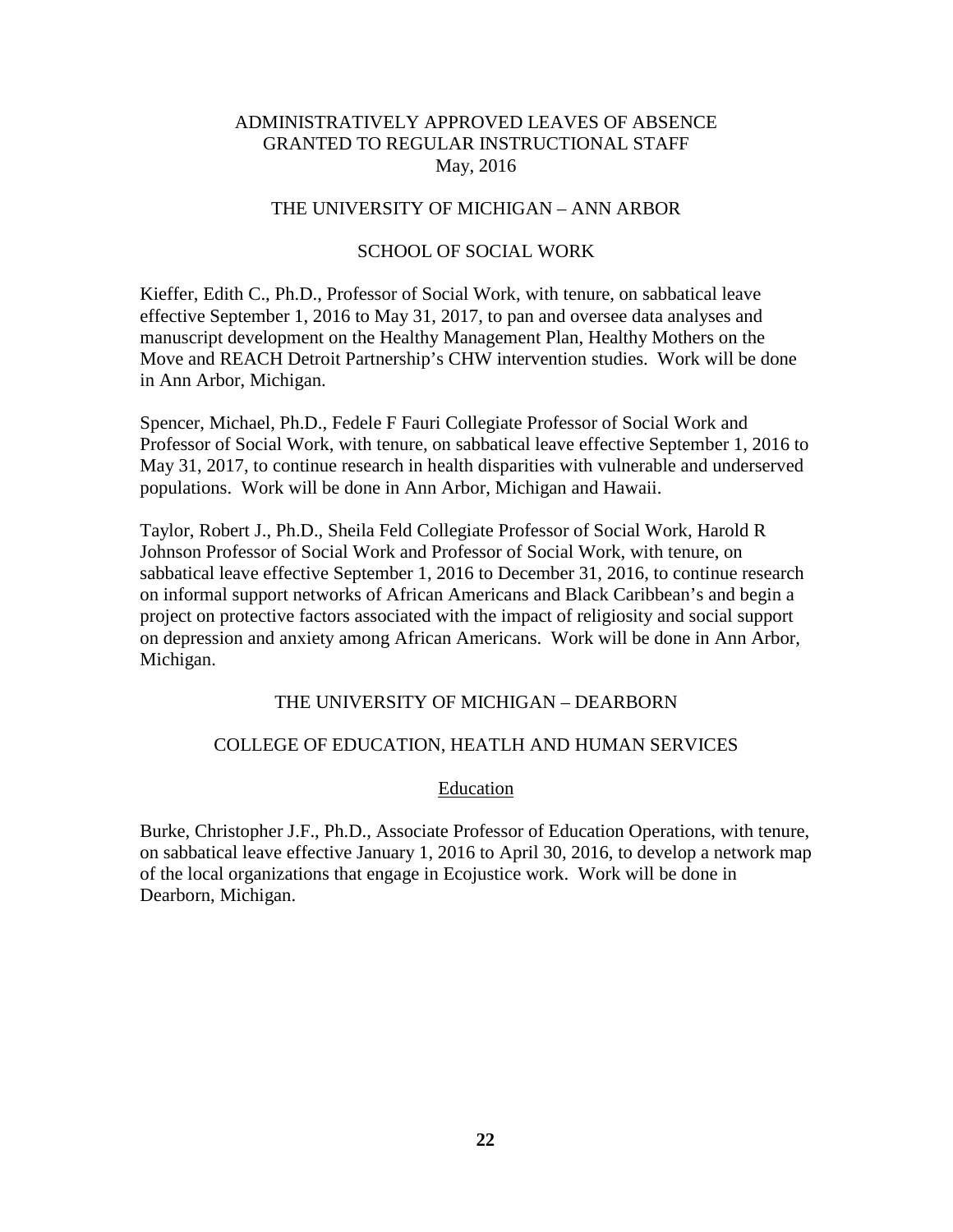ADMINISTRATIVELY APPROVED LEAVES OF ABSENCE
GRANTED TO REGULAR INSTRUCTIONAL STAFF
May, 2016

## THE UNIVERSITY OF MICHIGAN – ANN ARBOR

### SCHOOL OF SOCIAL WORK

Kieffer, Edith C., Ph.D., Professor of Social Work, with tenure, on sabbatical leave effective September 1, 2016 to May 31, 2017, to pan and oversee data analyses and manuscript development on the Healthy Management Plan, Healthy Mothers on the Move and REACH Detroit Partnership's CHW intervention studies. Work will be done in Ann Arbor, Michigan.

Spencer, Michael, Ph.D., Fedele F Fauri Collegiate Professor of Social Work and Professor of Social Work, with tenure, on sabbatical leave effective September 1, 2016 to May 31, 2017, to continue research in health disparities with vulnerable and underserved populations. Work will be done in Ann Arbor, Michigan and Hawaii.

Taylor, Robert J., Ph.D., Sheila Feld Collegiate Professor of Social Work, Harold R Johnson Professor of Social Work and Professor of Social Work, with tenure, on sabbatical leave effective September 1, 2016 to December 31, 2016, to continue research on informal support networks of African Americans and Black Caribbean's and begin a project on protective factors associated with the impact of religiosity and social support on depression and anxiety among African Americans. Work will be done in Ann Arbor, Michigan.

## THE UNIVERSITY OF MICHIGAN – DEARBORN

### COLLEGE OF EDUCATION, HEATLH AND HUMAN SERVICES

#### Education

Burke, Christopher J.F., Ph.D., Associate Professor of Education Operations, with tenure, on sabbatical leave effective January 1, 2016 to April 30, 2016, to develop a network map of the local organizations that engage in Ecojustice work. Work will be done in Dearborn, Michigan.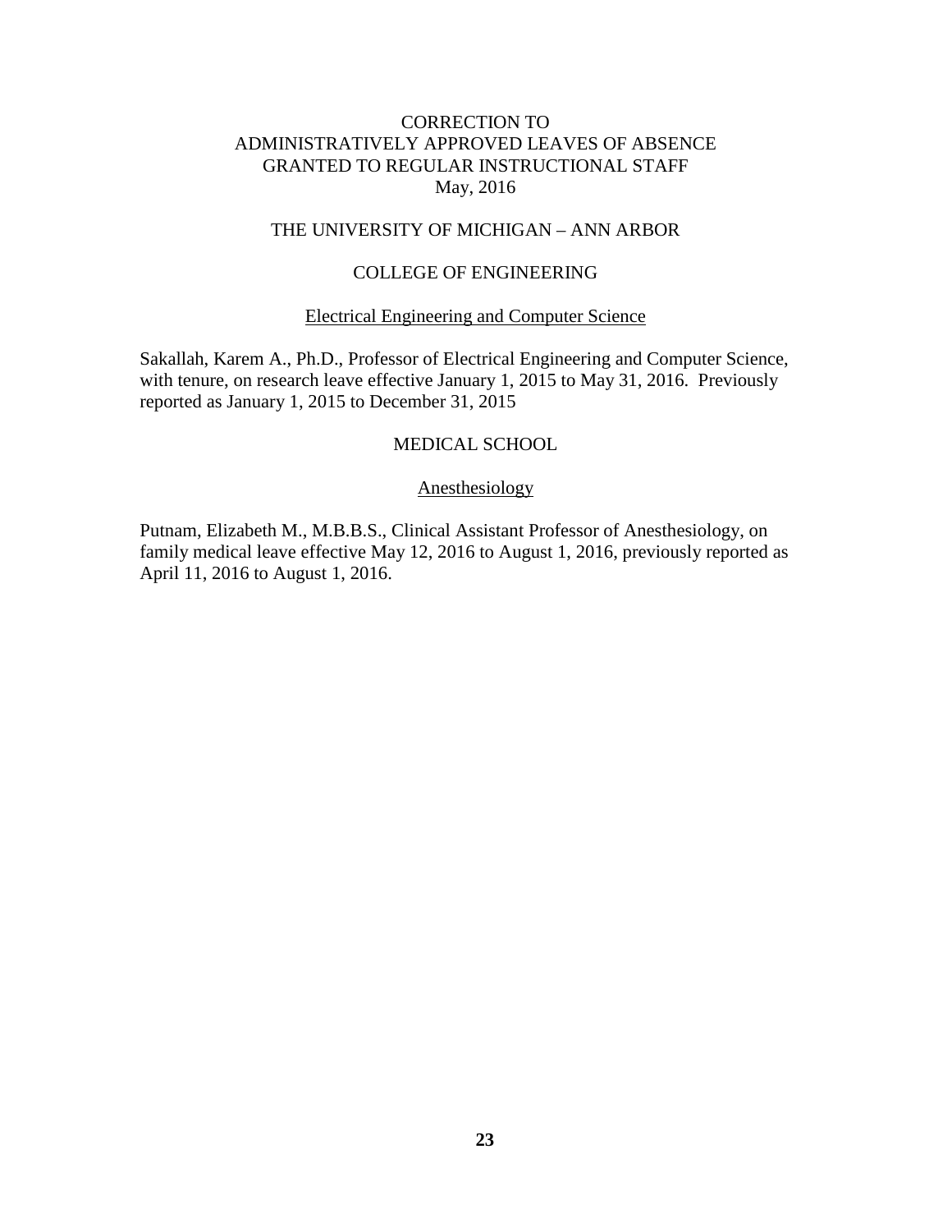# CORRECTION TO ADMINISTRATIVELY APPROVED LEAVES OF ABSENCE GRANTED TO REGULAR INSTRUCTIONAL STAFF
May, 2016

## THE UNIVERSITY OF MICHIGAN – ANN ARBOR

## COLLEGE OF ENGINEERING

### Electrical Engineering and Computer Science

Sakallah, Karem A., Ph.D., Professor of Electrical Engineering and Computer Science, with tenure, on research leave effective January 1, 2015 to May 31, 2016. Previously reported as January 1, 2015 to December 31, 2015

## MEDICAL SCHOOL

### Anesthesiology

Putnam, Elizabeth M., M.B.B.S., Clinical Assistant Professor of Anesthesiology, on family medical leave effective May 12, 2016 to August 1, 2016, previously reported as April 11, 2016 to August 1, 2016.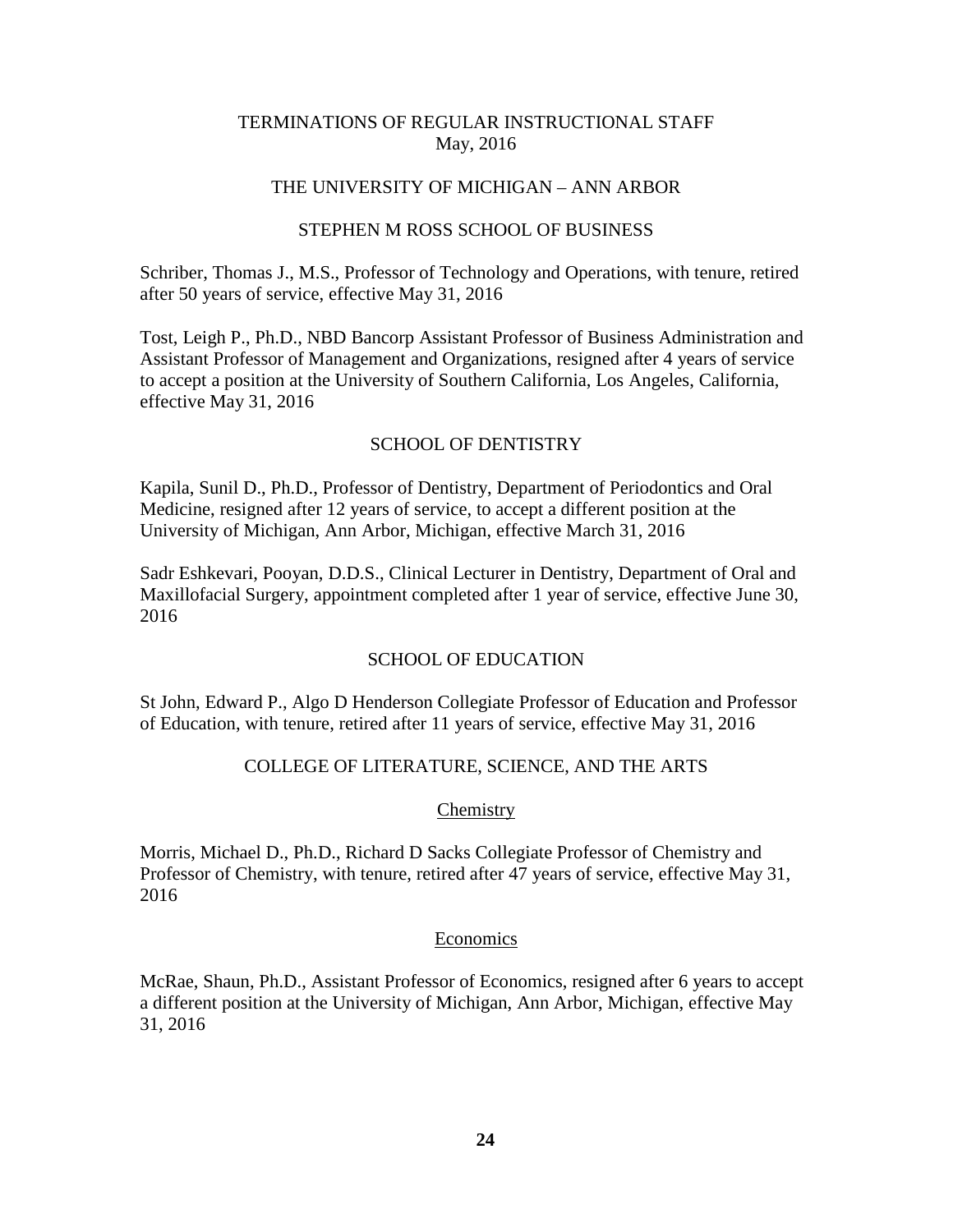# TERMINATIONS OF REGULAR INSTRUCTIONAL STAFF
May, 2016

## THE UNIVERSITY OF MICHIGAN – ANN ARBOR

### STEPHEN M ROSS SCHOOL OF BUSINESS

Schriber, Thomas J., M.S., Professor of Technology and Operations, with tenure, retired after 50 years of service, effective May 31, 2016

Tost, Leigh P., Ph.D., NBD Bancorp Assistant Professor of Business Administration and Assistant Professor of Management and Organizations, resigned after 4 years of service to accept a position at the University of Southern California, Los Angeles, California, effective May 31, 2016

### SCHOOL OF DENTISTRY

Kapila, Sunil D., Ph.D., Professor of Dentistry, Department of Periodontics and Oral Medicine, resigned after 12 years of service, to accept a different position at the University of Michigan, Ann Arbor, Michigan, effective March 31, 2016

Sadr Eshkevari, Pooyan, D.D.S., Clinical Lecturer in Dentistry, Department of Oral and Maxillofacial Surgery, appointment completed after 1 year of service, effective June 30, 2016

### SCHOOL OF EDUCATION

St John, Edward P., Algo D Henderson Collegiate Professor of Education and Professor of Education, with tenure, retired after 11 years of service, effective May 31, 2016

### COLLEGE OF LITERATURE, SCIENCE, AND THE ARTS

#### Chemistry

Morris, Michael D., Ph.D., Richard D Sacks Collegiate Professor of Chemistry and Professor of Chemistry, with tenure, retired after 47 years of service, effective May 31, 2016

#### Economics

McRae, Shaun, Ph.D., Assistant Professor of Economics, resigned after 6 years to accept a different position at the University of Michigan, Ann Arbor, Michigan, effective May 31, 2016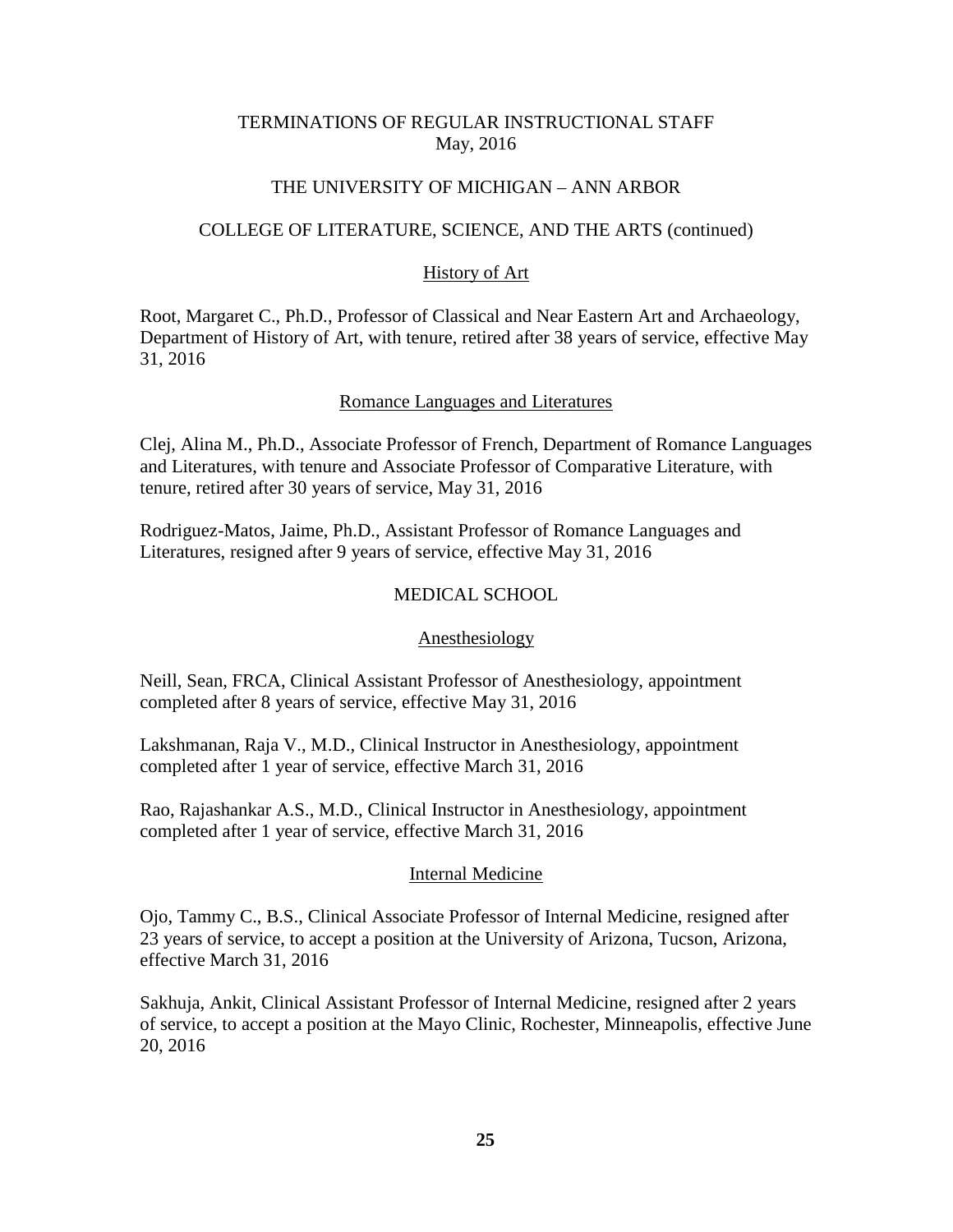# TERMINATIONS OF REGULAR INSTRUCTIONAL STAFF
May, 2016

## THE UNIVERSITY OF MICHIGAN – ANN ARBOR

### COLLEGE OF LITERATURE, SCIENCE, AND THE ARTS (continued)

#### History of Art

Root, Margaret C., Ph.D., Professor of Classical and Near Eastern Art and Archaeology, Department of History of Art, with tenure, retired after 38 years of service, effective May 31, 2016

#### Romance Languages and Literatures

Clej, Alina M., Ph.D., Associate Professor of French, Department of Romance Languages and Literatures, with tenure and Associate Professor of Comparative Literature, with tenure, retired after 30 years of service, May 31, 2016

Rodriguez-Matos, Jaime, Ph.D., Assistant Professor of Romance Languages and Literatures, resigned after 9 years of service, effective May 31, 2016

### MEDICAL SCHOOL

#### Anesthesiology

Neill, Sean, FRCA, Clinical Assistant Professor of Anesthesiology, appointment completed after 8 years of service, effective May 31, 2016

Lakshmanan, Raja V., M.D., Clinical Instructor in Anesthesiology, appointment completed after 1 year of service, effective March 31, 2016

Rao, Rajashankar A.S., M.D., Clinical Instructor in Anesthesiology, appointment completed after 1 year of service, effective March 31, 2016

#### Internal Medicine

Ojo, Tammy C., B.S., Clinical Associate Professor of Internal Medicine, resigned after 23 years of service, to accept a position at the University of Arizona, Tucson, Arizona, effective March 31, 2016

Sakhuja, Ankit, Clinical Assistant Professor of Internal Medicine, resigned after 2 years of service, to accept a position at the Mayo Clinic, Rochester, Minneapolis, effective June 20, 2016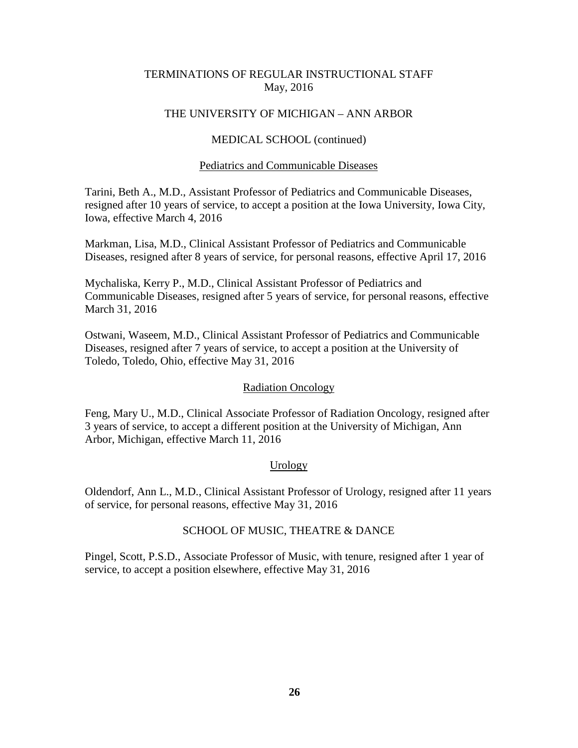# TERMINATIONS OF REGULAR INSTRUCTIONAL STAFF
May, 2016

## THE UNIVERSITY OF MICHIGAN – ANN ARBOR

### MEDICAL SCHOOL (continued)

#### Pediatrics and Communicable Diseases

Tarini, Beth A., M.D., Assistant Professor of Pediatrics and Communicable Diseases, resigned after 10 years of service, to accept a position at the Iowa University, Iowa City, Iowa, effective March 4, 2016

Markman, Lisa, M.D., Clinical Assistant Professor of Pediatrics and Communicable Diseases, resigned after 8 years of service, for personal reasons, effective April 17, 2016

Mychaliska, Kerry P., M.D., Clinical Assistant Professor of Pediatrics and Communicable Diseases, resigned after 5 years of service, for personal reasons, effective March 31, 2016

Ostwani, Waseem, M.D., Clinical Assistant Professor of Pediatrics and Communicable Diseases, resigned after 7 years of service, to accept a position at the University of Toledo, Toledo, Ohio, effective May 31, 2016

#### Radiation Oncology

Feng, Mary U., M.D., Clinical Associate Professor of Radiation Oncology, resigned after 3 years of service, to accept a different position at the University of Michigan, Ann Arbor, Michigan, effective March 11, 2016

#### Urology

Oldendorf, Ann L., M.D., Clinical Assistant Professor of Urology, resigned after 11 years of service, for personal reasons, effective May 31, 2016

### SCHOOL OF MUSIC, THEATRE & DANCE

Pingel, Scott, P.S.D., Associate Professor of Music, with tenure, resigned after 1 year of service, to accept a position elsewhere, effective May 31, 2016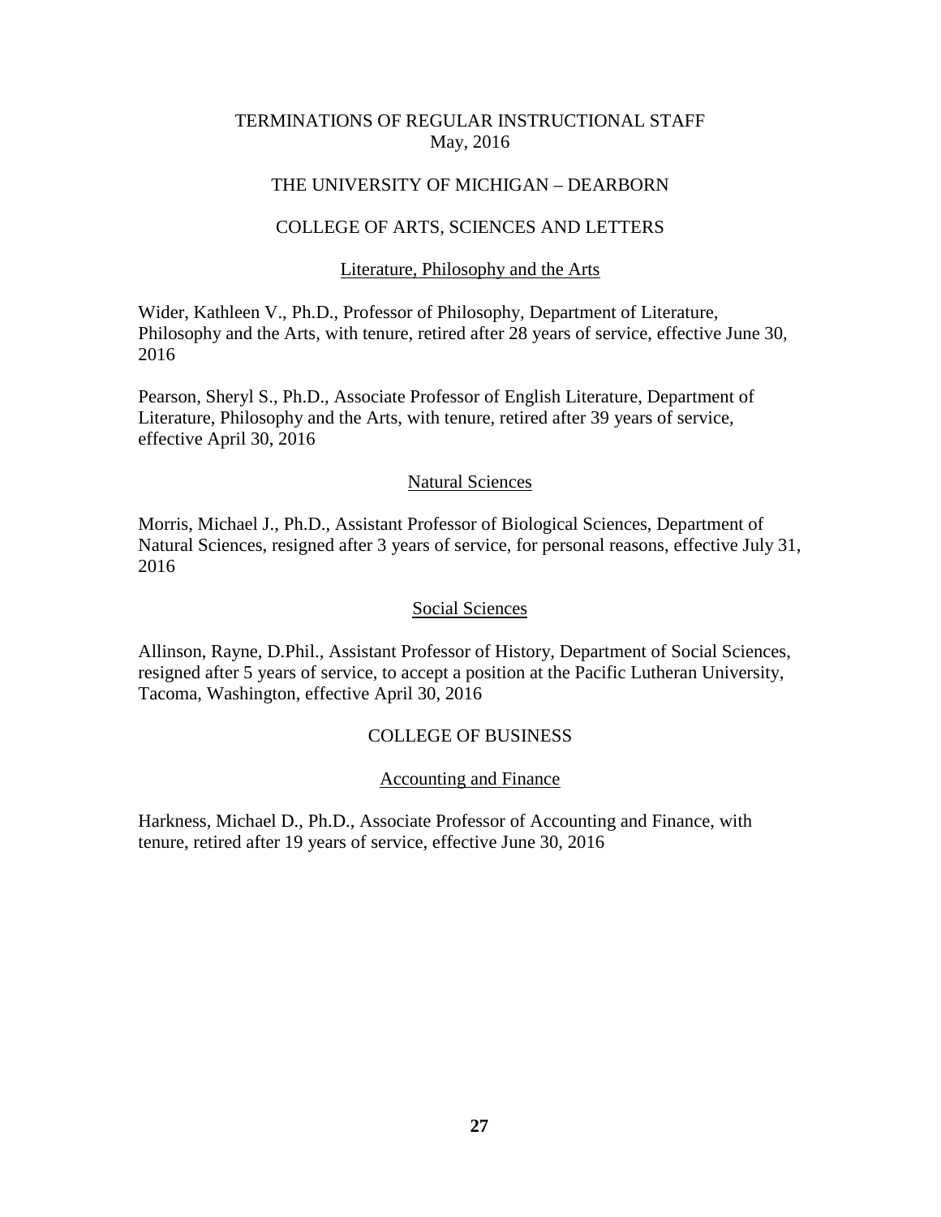# TERMINATIONS OF REGULAR INSTRUCTIONAL STAFF
May, 2016

## THE UNIVERSITY OF MICHIGAN – DEARBORN

### COLLEGE OF ARTS, SCIENCES AND LETTERS

#### Literature, Philosophy and the Arts

Wider, Kathleen V., Ph.D., Professor of Philosophy, Department of Literature, Philosophy and the Arts, with tenure, retired after 28 years of service, effective June 30, 2016

Pearson, Sheryl S., Ph.D., Associate Professor of English Literature, Department of Literature, Philosophy and the Arts, with tenure, retired after 39 years of service, effective April 30, 2016

#### Natural Sciences

Morris, Michael J., Ph.D., Assistant Professor of Biological Sciences, Department of Natural Sciences, resigned after 3 years of service, for personal reasons, effective July 31, 2016

#### Social Sciences

Allinson, Rayne, D.Phil., Assistant Professor of History, Department of Social Sciences, resigned after 5 years of service, to accept a position at the Pacific Lutheran University, Tacoma, Washington, effective April 30, 2016

### COLLEGE OF BUSINESS

#### Accounting and Finance

Harkness, Michael D., Ph.D., Associate Professor of Accounting and Finance, with tenure, retired after 19 years of service, effective June 30, 2016